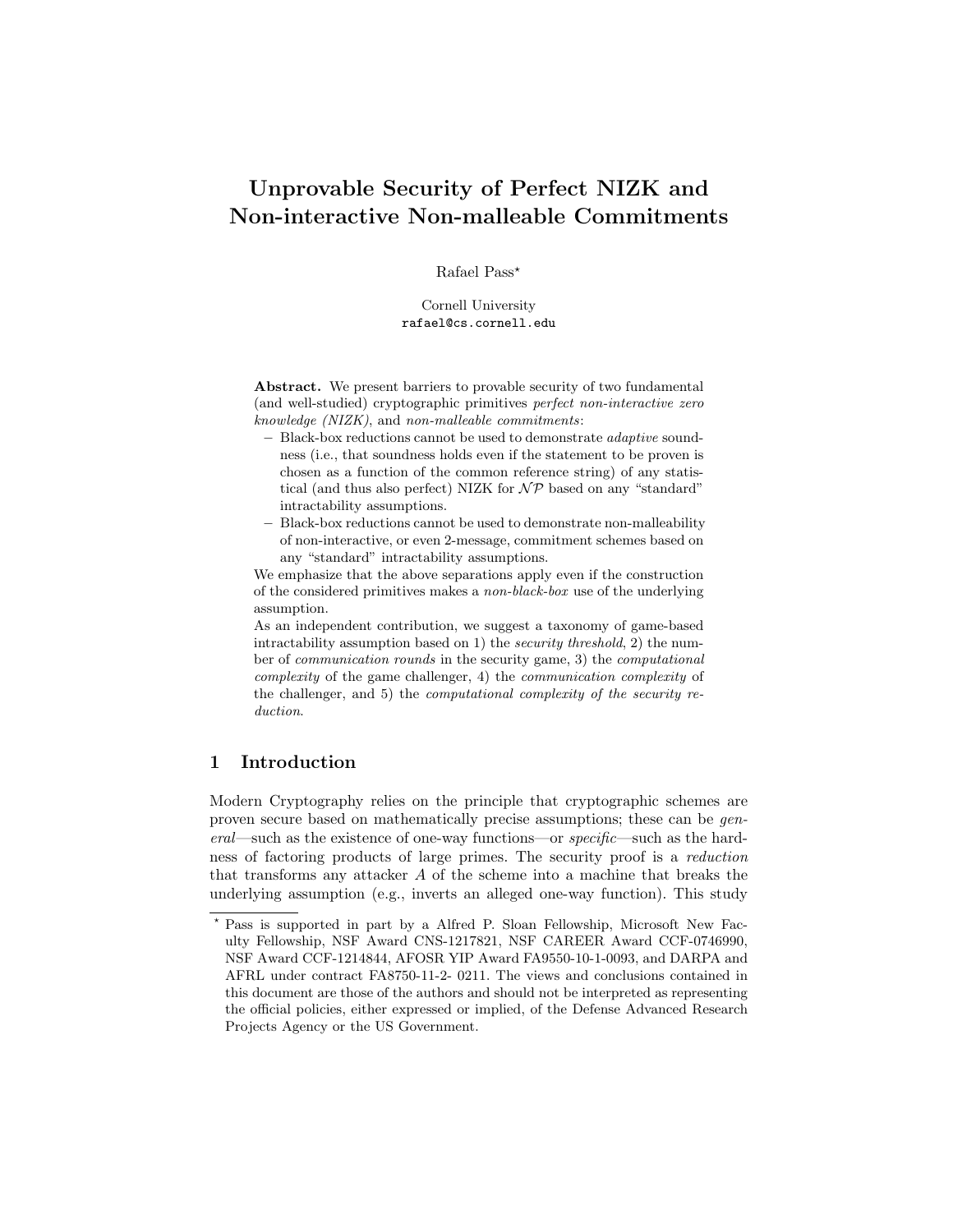# Unprovable Security of Perfect NIZK and Non-interactive Non-malleable Commitments

Rafael Pass*

Cornell University
rafael@cs.cornell.edu

**Abstract.** We present barriers to provable security of two fundamental (and well-studied) cryptographic primitives *perfect non-interactive zero knowledge (NIZK)*, and *non-malleable commitments*:

- Black-box reductions cannot be used to demonstrate *adaptive* soundness (i.e., that soundness holds even if the statement to be proven is chosen as a function of the common reference string) of any statistical (and thus also perfect) NIZK for $\mathcal{NP}$ based on any "standard" intractability assumptions.
- Black-box reductions cannot be used to demonstrate non-malleability of non-interactive, or even 2-message, commitment schemes based on any "standard" intractability assumptions.

We emphasize that the above separations apply even if the construction of the considered primitives makes a *non-black-box* use of the underlying assumption.

As an independent contribution, we suggest a taxonomy of game-based intractability assumption based on 1) the *security threshold*, 2) the number of *communication rounds* in the security game, 3) the *computational complexity* of the game challenger, 4) the *communication complexity* of the challenger, and 5) the *computational complexity of the security reduction*.

## 1 Introduction

Modern Cryptography relies on the principle that cryptographic schemes are proven secure based on mathematically precise assumptions; these can be *general*—such as the existence of one-way functions—or *specific*—such as the hardness of factoring products of large primes. The security proof is a *reduction* that transforms any attacker $A$ of the scheme into a machine that breaks the underlying assumption (e.g., inverts an alleged one-way function). This study

* Pass is supported in part by a Alfred P. Sloan Fellowship, Microsoft New Faculty Fellowship, NSF Award CNS-1217821, NSF CAREER Award CCF-0746990, NSF Award CCF-1214844, AFOSR YIP Award FA9550-10-1-0093, and DARPA and AFRL under contract FA8750-11-2- 0211. The views and conclusions contained in this document are those of the authors and should not be interpreted as representing the official policies, either expressed or implied, of the Defense Advanced Research Projects Agency or the US Government.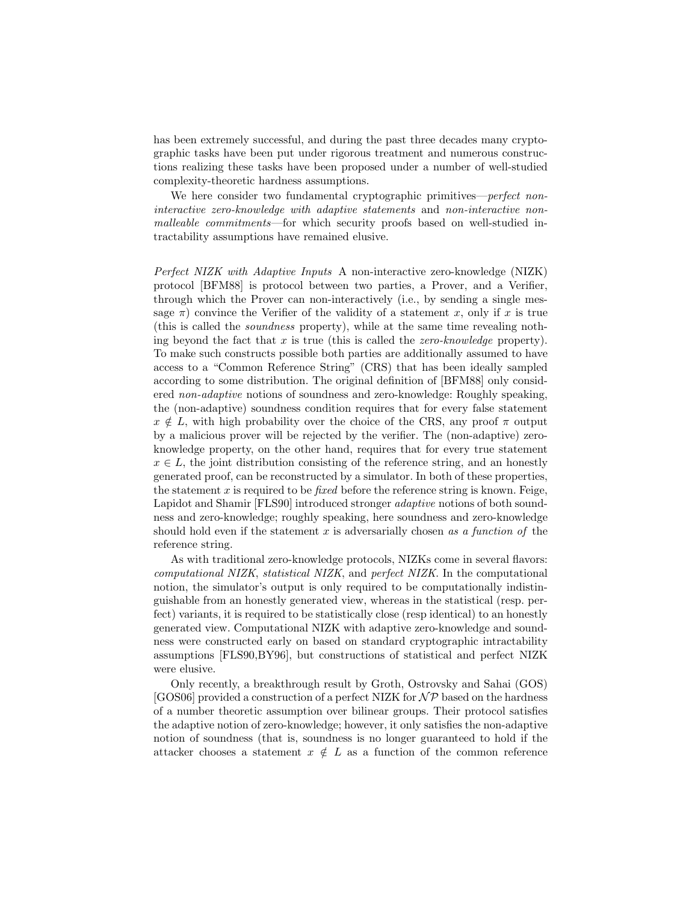has been extremely successful, and during the past three decades many cryptographic tasks have been put under rigorous treatment and numerous constructions realizing these tasks have been proposed under a number of well-studied complexity-theoretic hardness assumptions.

We here consider two fundamental cryptographic primitives—*perfect non-interactive zero-knowledge with adaptive statements* and *non-interactive non-malleable commitments*—for which security proofs based on well-studied intractability assumptions have remained elusive.

*Perfect NIZK with Adaptive Inputs* A non-interactive zero-knowledge (NIZK) protocol [BFM88] is protocol between two parties, a Prover, and a Verifier, through which the Prover can non-interactively (i.e., by sending a single message $\pi$) convince the Verifier of the validity of a statement $x$, only if $x$ is true (this is called the *soundness* property), while at the same time revealing nothing beyond the fact that $x$ is true (this is called the *zero-knowledge* property). To make such constructs possible both parties are additionally assumed to have access to a "Common Reference String" (CRS) that has been ideally sampled according to some distribution. The original definition of [BFM88] only considered *non-adaptive* notions of soundness and zero-knowledge: Roughly speaking, the (non-adaptive) soundness condition requires that for every false statement $x \notin L$, with high probability over the choice of the CRS, any proof $\pi$ output by a malicious prover will be rejected by the verifier. The (non-adaptive) zero-knowledge property, on the other hand, requires that for every true statement $x \in L$, the joint distribution consisting of the reference string, and an honestly generated proof, can be reconstructed by a simulator. In both of these properties, the statement $x$ is required to be *fixed* before the reference string is known. Feige, Lapidot and Shamir [FLS90] introduced stronger *adaptive* notions of both soundness and zero-knowledge; roughly speaking, here soundness and zero-knowledge should hold even if the statement $x$ is adversarially chosen *as a function of* the reference string.

As with traditional zero-knowledge protocols, NIZKs come in several flavors: *computational NIZK*, *statistical NIZK*, and *perfect NIZK*. In the computational notion, the simulator's output is only required to be computationally indistinguishable from an honestly generated view, whereas in the statistical (resp. perfect) variants, it is required to be statistically close (resp identical) to an honestly generated view. Computational NIZK with adaptive zero-knowledge and soundness were constructed early on based on standard cryptographic intractability assumptions [FLS90,BY96], but constructions of statistical and perfect NIZK were elusive.

Only recently, a breakthrough result by Groth, Ostrovsky and Sahai (GOS) [GOS06] provided a construction of a perfect NIZK for $\mathcal{NP}$ based on the hardness of a number theoretic assumption over bilinear groups. Their protocol satisfies the adaptive notion of zero-knowledge; however, it only satisfies the non-adaptive notion of soundness (that is, soundness is no longer guaranteed to hold if the attacker chooses a statement $x \notin L$ as a function of the common reference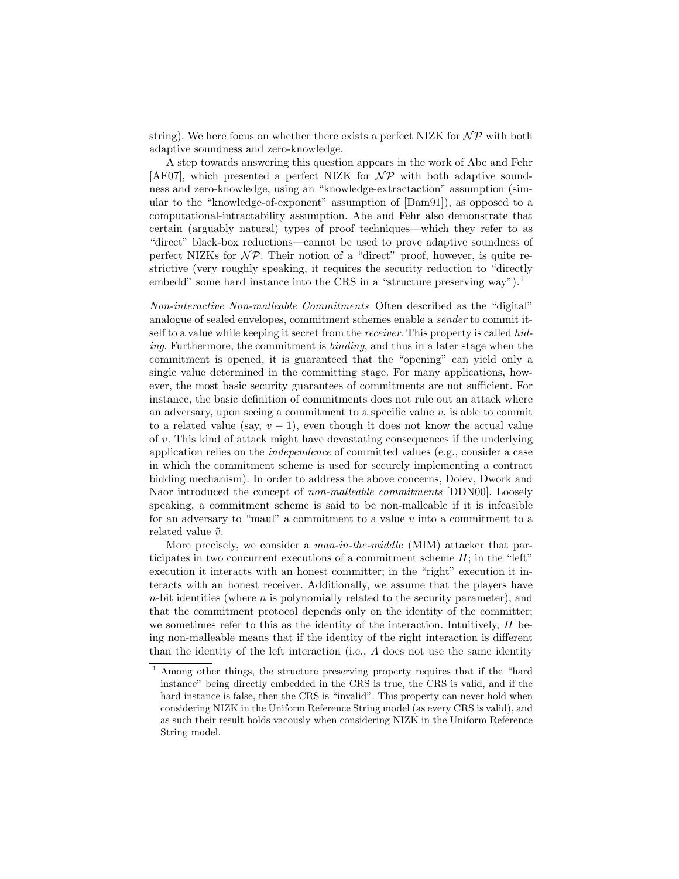string). We here focus on whether there exists a perfect NIZK for $\mathcal{NP}$ with both adaptive soundness and zero-knowledge.

A step towards answering this question appears in the work of Abe and Fehr [AF07], which presented a perfect NIZK for $\mathcal{NP}$ with both adaptive soundness and zero-knowledge, using an "knowledge-extractaction" assumption (simular to the "knowledge-of-exponent" assumption of [Dam91]), as opposed to a computational-intractability assumption. Abe and Fehr also demonstrate that certain (arguably natural) types of proof techniques—which they refer to as "direct" black-box reductions—cannot be used to prove adaptive soundness of perfect NIZKs for $\mathcal{NP}$. Their notion of a "direct" proof, however, is quite restrictive (very roughly speaking, it requires the security reduction to "directly embedd" some hard instance into the CRS in a "structure preserving way").[1]

*Non-interactive Non-malleable Commitments* Often described as the "digital" analogue of sealed envelopes, commitment schemes enable a *sender* to commit itself to a value while keeping it secret from the *receiver*. This property is called *hiding*. Furthermore, the commitment is *binding*, and thus in a later stage when the commitment is opened, it is guaranteed that the "opening" can yield only a single value determined in the committing stage. For many applications, however, the most basic security guarantees of commitments are not sufficient. For instance, the basic definition of commitments does not rule out an attack where an adversary, upon seeing a commitment to a specific value $v$, is able to commit to a related value (say, $v - 1$), even though it does not know the actual value of $v$. This kind of attack might have devastating consequences if the underlying application relies on the *independence* of committed values (e.g., consider a case in which the commitment scheme is used for securely implementing a contract bidding mechanism). In order to address the above concerns, Dolev, Dwork and Naor introduced the concept of *non-malleable commitments* [DDN00]. Loosely speaking, a commitment scheme is said to be non-malleable if it is infeasible for an adversary to "maul" a commitment to a value $v$ into a commitment to a related value $\tilde{v}$.

More precisely, we consider a *man-in-the-middle* (MIM) attacker that participates in two concurrent executions of a commitment scheme $\Pi$; in the "left" execution it interacts with an honest committer; in the "right" execution it interacts with an honest receiver. Additionally, we assume that the players have $n$-bit identities (where $n$ is polynomially related to the security parameter), and that the commitment protocol depends only on the identity of the committer; we sometimes refer to this as the identity of the interaction. Intuitively, $\Pi$ being non-malleable means that if the identity of the right interaction is different than the identity of the left interaction (i.e., $A$ does not use the same identity

---

[1] Among other things, the structure preserving property requires that if the "hard instance" being directly embedded in the CRS is true, the CRS is valid, and if the hard instance is false, then the CRS is "invalid". This property can never hold when considering NIZK in the Uniform Reference String model (as every CRS is valid), and as such their result holds vacously when considering NIZK in the Uniform Reference String model.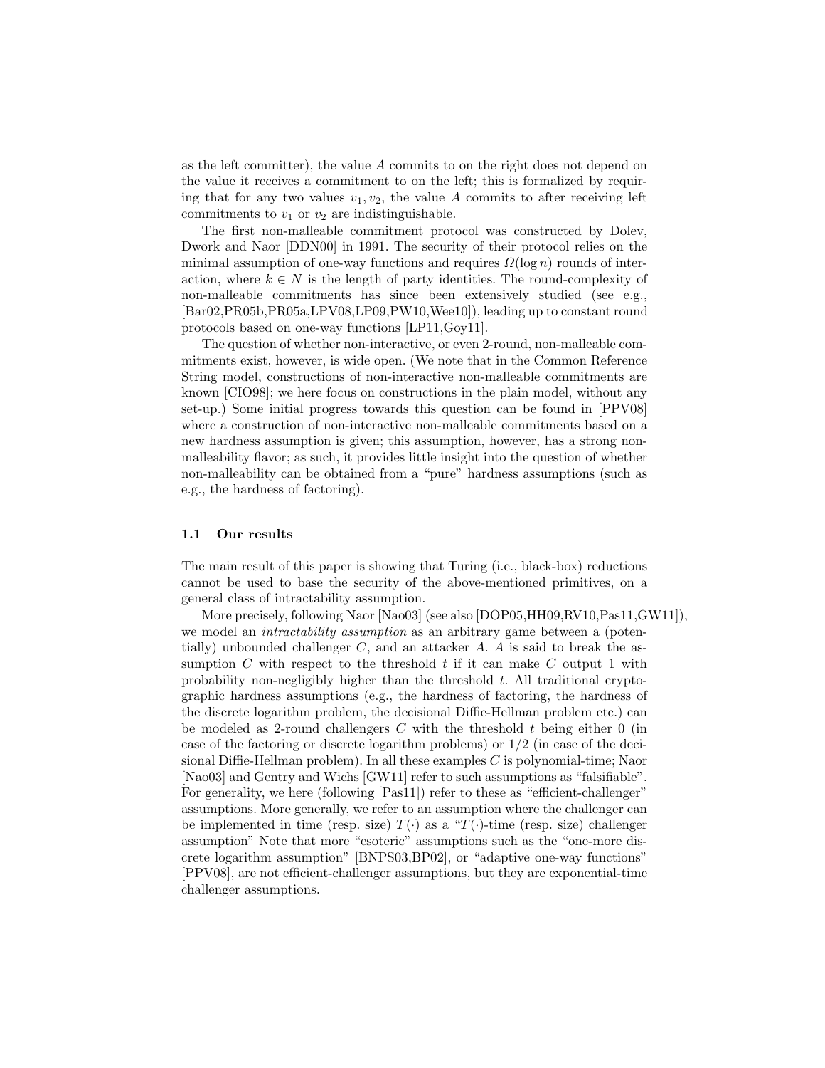as the left committer), the value $A$ commits to on the right does not depend on the value it receives a commitment to on the left; this is formalized by requiring that for any two values $v_1, v_2$, the value $A$ commits to after receiving left commitments to $v_1$ or $v_2$ are indistinguishable.

The first non-malleable commitment protocol was constructed by Dolev, Dwork and Naor [DDN00] in 1991. The security of their protocol relies on the minimal assumption of one-way functions and requires $\Omega(\log n)$ rounds of interaction, where $k \in N$ is the length of party identities. The round-complexity of non-malleable commitments has since been extensively studied (see e.g., [Bar02,PR05b,PR05a,LPV08,LP09,PW10,Wee10]), leading up to constant round protocols based on one-way functions [LP11,Goy11].

The question of whether non-interactive, or even 2-round, non-malleable commitments exist, however, is wide open. (We note that in the Common Reference String model, constructions of non-interactive non-malleable commitments are known [CIO98]; we here focus on constructions in the plain model, without any set-up.) Some initial progress towards this question can be found in [PPV08] where a construction of non-interactive non-malleable commitments based on a new hardness assumption is given; this assumption, however, has a strong non-malleability flavor; as such, it provides little insight into the question of whether non-malleability can be obtained from a "pure" hardness assumptions (such as e.g., the hardness of factoring).

### 1.1 Our results

The main result of this paper is showing that Turing (i.e., black-box) reductions cannot be used to base the security of the above-mentioned primitives, on a general class of intractability assumption.

More precisely, following Naor [Nao03] (see also [DOP05,HH09,RV10,Pas11,GW11]), we model an *intractability assumption* as an arbitrary game between a (potentially) unbounded challenger $C$, and an attacker $A$. $A$ is said to break the assumption $C$ with respect to the threshold $t$ if it can make $C$ output 1 with probability non-negligibly higher than the threshold $t$. All traditional cryptographic hardness assumptions (e.g., the hardness of factoring, the hardness of the discrete logarithm problem, the decisional Diffie-Hellman problem etc.) can be modeled as 2-round challengers $C$ with the threshold $t$ being either 0 (in case of the factoring or discrete logarithm problems) or 1/2 (in case of the decisional Diffie-Hellman problem). In all these examples $C$ is polynomial-time; Naor [Nao03] and Gentry and Wichs [GW11] refer to such assumptions as "falsifiable". For generality, we here (following [Pas11]) refer to these as "efficient-challenger" assumptions. More generally, we refer to an assumption where the challenger can be implemented in time (resp. size) $T(\cdot)$ as a "$T(\cdot)$-time (resp. size) challenger assumption" Note that more "esoteric" assumptions such as the "one-more discrete logarithm assumption" [BNPS03,BP02], or "adaptive one-way functions" [PPV08], are not efficient-challenger assumptions, but they are exponential-time challenger assumptions.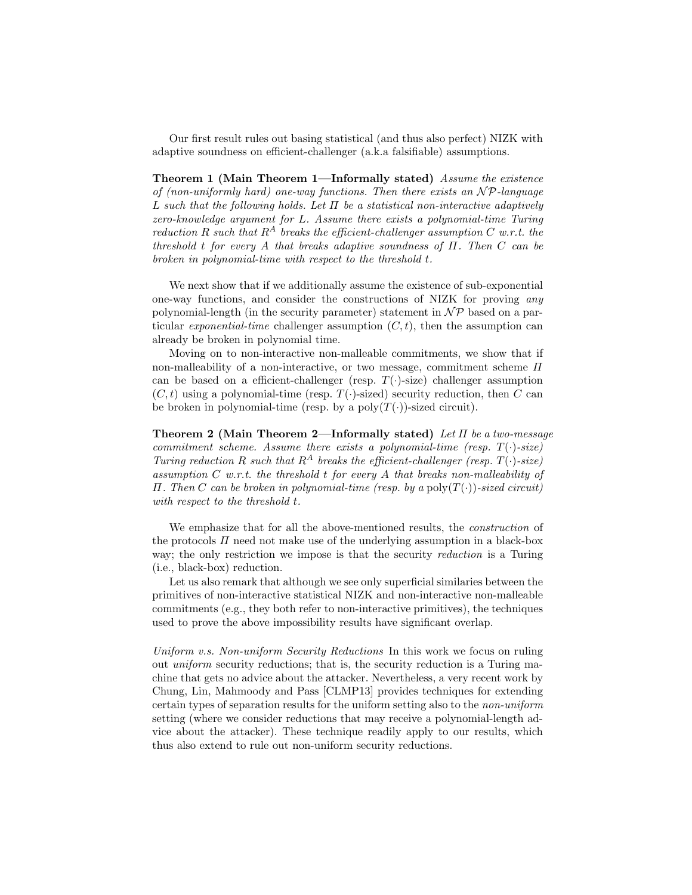Our first result rules out basing statistical (and thus also perfect) NIZK with adaptive soundness on efficient-challenger (a.k.a falsifiable) assumptions.

**Theorem 1 (Main Theorem 1—Informally stated)** *Assume the existence of (non-uniformly hard) one-way functions. Then there exists an $\mathcal{NP}$-language $L$ such that the following holds. Let $\Pi$ be a statistical non-interactive adaptively zero-knowledge argument for $L$. Assume there exists a polynomial-time Turing reduction $R$ such that $R^A$ breaks the efficient-challenger assumption $C$ w.r.t. the threshold $t$ for every $A$ that breaks adaptive soundness of $\Pi$. Then $C$ can be broken in polynomial-time with respect to the threshold $t$.*

We next show that if we additionally assume the existence of sub-exponential one-way functions, and consider the constructions of NIZK for proving *any* polynomial-length (in the security parameter) statement in $\mathcal{NP}$ based on a particular *exponential-time* challenger assumption $(C, t)$, then the assumption can already be broken in polynomial time.

Moving on to non-interactive non-malleable commitments, we show that if non-malleability of a non-interactive, or two message, commitment scheme $\Pi$ can be based on a efficient-challenger (resp. $T(\cdot)$-size) challenger assumption $(C, t)$ using a polynomial-time (resp. $T(\cdot)$-sized) security reduction, then $C$ can be broken in polynomial-time (resp. by a $\mathrm{poly}(T(\cdot))$-sized circuit).

**Theorem 2 (Main Theorem 2—Informally stated)** *Let $\Pi$ be a two-message commitment scheme. Assume there exists a polynomial-time (resp. $T(\cdot)$-size) Turing reduction $R$ such that $R^A$ breaks the efficient-challenger (resp. $T(\cdot)$-size) assumption $C$ w.r.t. the threshold $t$ for every $A$ that breaks non-malleability of $\Pi$. Then $C$ can be broken in polynomial-time (resp. by a $\mathrm{poly}(T(\cdot))$-sized circuit) with respect to the threshold $t$.*

We emphasize that for all the above-mentioned results, the *construction* of the protocols $\Pi$ need not make use of the underlying assumption in a black-box way; the only restriction we impose is that the security *reduction* is a Turing (i.e., black-box) reduction.

Let us also remark that although we see only superficial similarities between the primitives of non-interactive statistical NIZK and non-interactive non-malleable commitments (e.g., they both refer to non-interactive primitives), the techniques used to prove the above impossibility results have significant overlap.

*Uniform v.s. Non-uniform Security Reductions* In this work we focus on ruling out *uniform* security reductions; that is, the security reduction is a Turing machine that gets no advice about the attacker. Nevertheless, a very recent work by Chung, Lin, Mahmoody and Pass [CLMP13] provides techniques for extending certain types of separation results for the uniform setting also to the *non-uniform* setting (where we consider reductions that may receive a polynomial-length advice about the attacker). These technique readily apply to our results, which thus also extend to rule out non-uniform security reductions.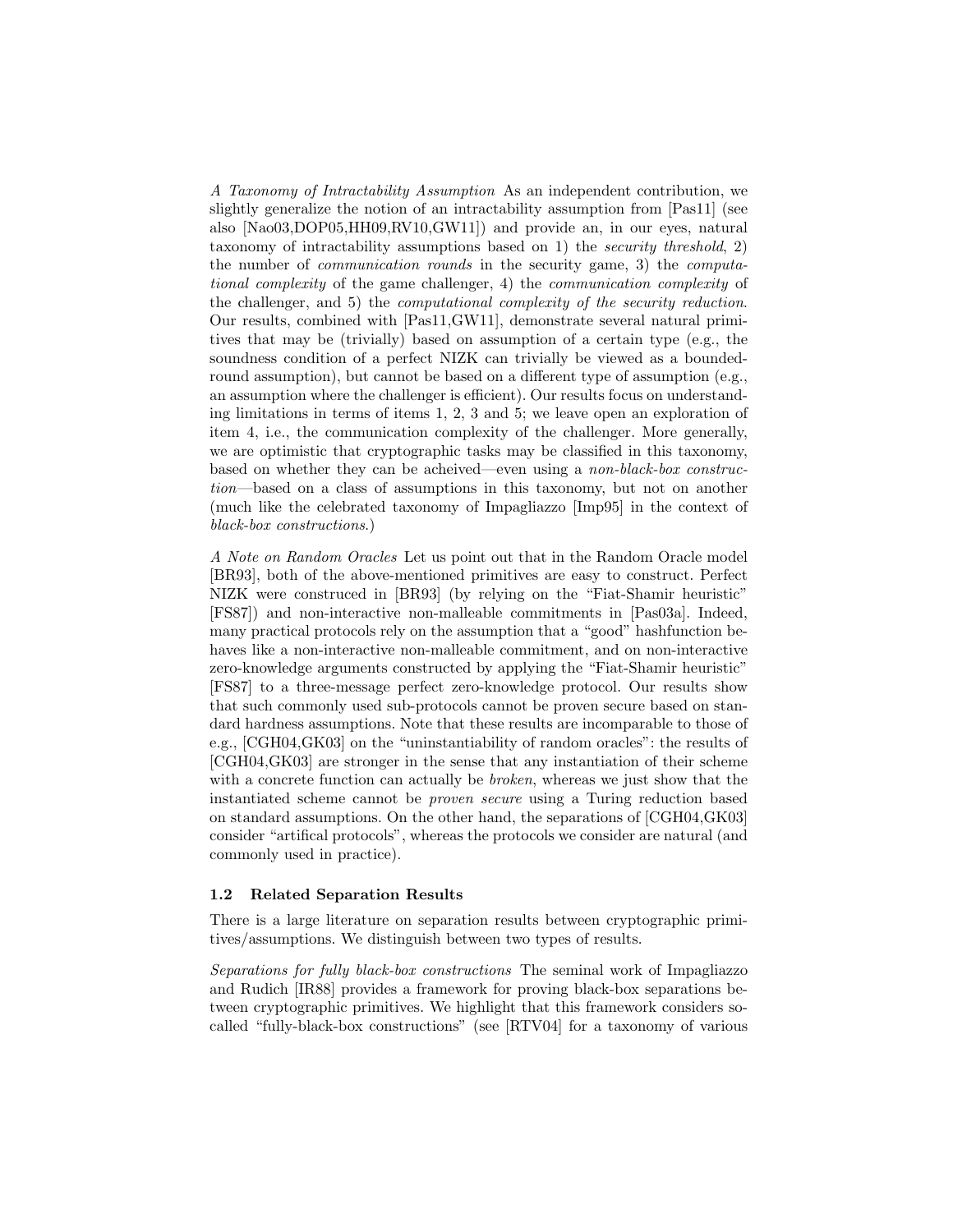*A Taxonomy of Intractability Assumption* As an independent contribution, we slightly generalize the notion of an intractability assumption from [Pas11] (see also [Nao03,DOP05,HH09,RV10,GW11]) and provide an, in our eyes, natural taxonomy of intractability assumptions based on 1) the *security threshold*, 2) the number of *communication rounds* in the security game, 3) the *computational complexity* of the game challenger, 4) the *communication complexity* of the challenger, and 5) the *computational complexity of the security reduction*. Our results, combined with [Pas11,GW11], demonstrate several natural primitives that may be (trivially) based on assumption of a certain type (e.g., the soundness condition of a perfect NIZK can trivially be viewed as a bounded-round assumption), but cannot be based on a different type of assumption (e.g., an assumption where the challenger is efficient). Our results focus on understanding limitations in terms of items 1, 2, 3 and 5; we leave open an exploration of item 4, i.e., the communication complexity of the challenger. More generally, we are optimistic that cryptographic tasks may be classified in this taxonomy, based on whether they can be acheived—even using a *non-black-box construction*—based on a class of assumptions in this taxonomy, but not on another (much like the celebrated taxonomy of Impagliazzo [Imp95] in the context of *black-box constructions*.)

*A Note on Random Oracles* Let us point out that in the Random Oracle model [BR93], both of the above-mentioned primitives are easy to construct. Perfect NIZK were construced in [BR93] (by relying on the "Fiat-Shamir heuristic" [FS87]) and non-interactive non-malleable commitments in [Pas03a]. Indeed, many practical protocols rely on the assumption that a "good" hashfunction behaves like a non-interactive non-malleable commitment, and on non-interactive zero-knowledge arguments constructed by applying the "Fiat-Shamir heuristic" [FS87] to a three-message perfect zero-knowledge protocol. Our results show that such commonly used sub-protocols cannot be proven secure based on standard hardness assumptions. Note that these results are incomparable to those of e.g., [CGH04,GK03] on the "uninstantiability of random oracles": the results of [CGH04,GK03] are stronger in the sense that any instantiation of their scheme with a concrete function can actually be *broken*, whereas we just show that the instantiated scheme cannot be *proven secure* using a Turing reduction based on standard assumptions. On the other hand, the separations of [CGH04,GK03] consider "artifical protocols", whereas the protocols we consider are natural (and commonly used in practice).

### 1.2 Related Separation Results

There is a large literature on separation results between cryptographic primitives/assumptions. We distinguish between two types of results.

*Separations for fully black-box constructions* The seminal work of Impagliazzo and Rudich [IR88] provides a framework for proving black-box separations between cryptographic primitives. We highlight that this framework considers so-called "fully-black-box constructions" (see [RTV04] for a taxonomy of various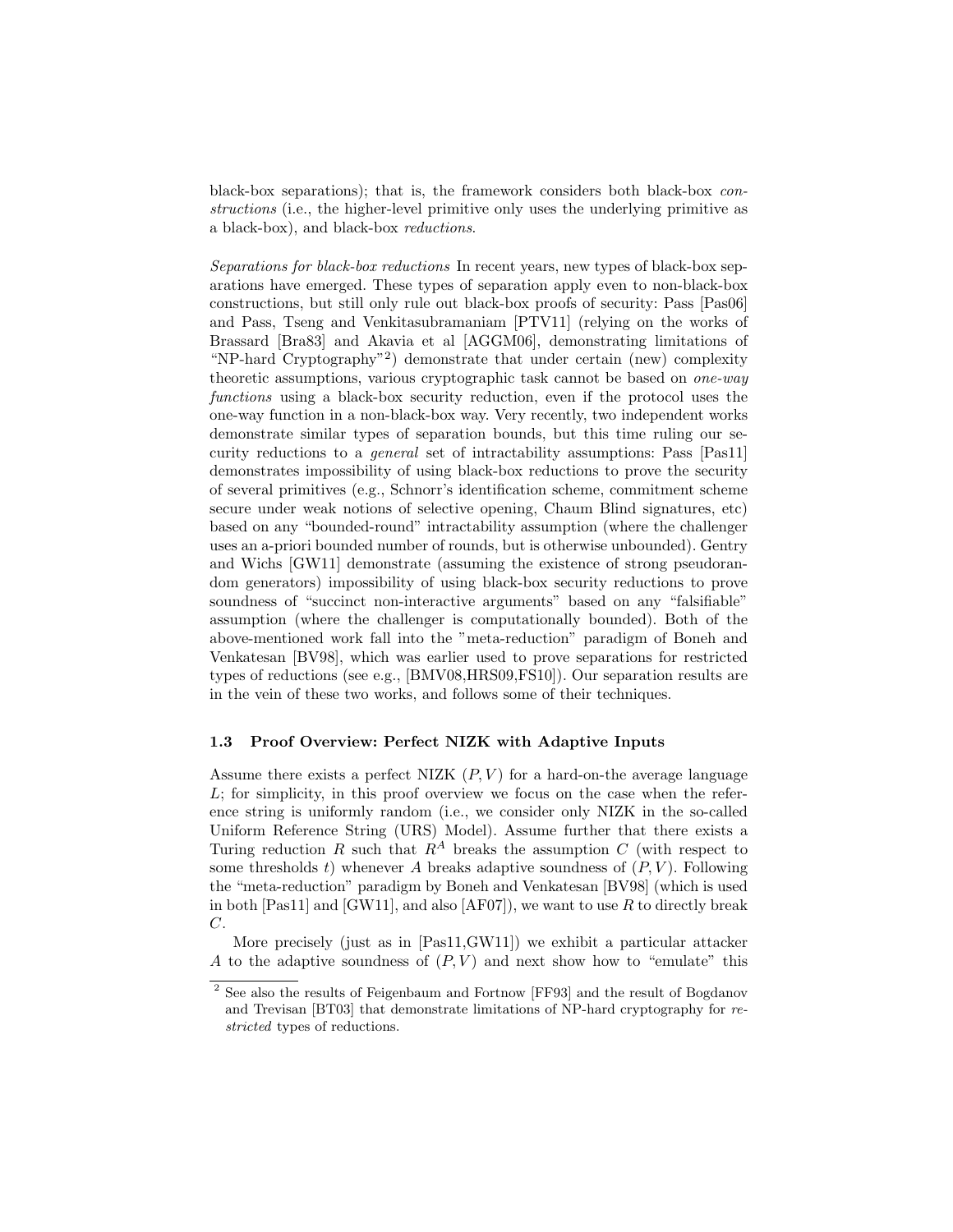black-box separations); that is, the framework considers both black-box *constructions* (i.e., the higher-level primitive only uses the underlying primitive as a black-box), and black-box *reductions*.

*Separations for black-box reductions* In recent years, new types of black-box separations have emerged. These types of separation apply even to non-black-box constructions, but still only rule out black-box proofs of security: Pass [Pas06] and Pass, Tseng and Venkitasubramaniam [PTV11] (relying on the works of Brassard [Bra83] and Akavia et al [AGGM06], demonstrating limitations of "NP-hard Cryptography"[2]) demonstrate that under certain (new) complexity theoretic assumptions, various cryptographic task cannot be based on *one-way functions* using a black-box security reduction, even if the protocol uses the one-way function in a non-black-box way. Very recently, two independent works demonstrate similar types of separation bounds, but this time ruling our security reductions to a *general* set of intractability assumptions: Pass [Pas11] demonstrates impossibility of using black-box reductions to prove the security of several primitives (e.g., Schnorr's identification scheme, commitment scheme secure under weak notions of selective opening, Chaum Blind signatures, etc) based on any "bounded-round" intractability assumption (where the challenger uses an a-priori bounded number of rounds, but is otherwise unbounded). Gentry and Wichs [GW11] demonstrate (assuming the existence of strong pseudorandom generators) impossibility of using black-box security reductions to prove soundness of "succinct non-interactive arguments" based on any "falsifiable" assumption (where the challenger is computationally bounded). Both of the above-mentioned work fall into the "meta-reduction" paradigm of Boneh and Venkatesan [BV98], which was earlier used to prove separations for restricted types of reductions (see e.g., [BMV08,HRS09,FS10]). Our separation results are in the vein of these two works, and follows some of their techniques.

### 1.3 Proof Overview: Perfect NIZK with Adaptive Inputs

Assume there exists a perfect NIZK $(P, V)$ for a hard-on-the average language $L$; for simplicity, in this proof overview we focus on the case when the reference string is uniformly random (i.e., we consider only NIZK in the so-called Uniform Reference String (URS) Model). Assume further that there exists a Turing reduction $R$ such that $R^A$ breaks the assumption $C$ (with respect to some thresholds $t$) whenever $A$ breaks adaptive soundness of $(P, V)$. Following the "meta-reduction" paradigm by Boneh and Venkatesan [BV98] (which is used in both [Pas11] and [GW11], and also [AF07]), we want to use $R$ to directly break $C$.

More precisely (just as in [Pas11,GW11]) we exhibit a particular attacker $A$ to the adaptive soundness of $(P, V)$ and next show how to "emulate" this

[2] See also the results of Feigenbaum and Fortnow [FF93] and the result of Bogdanov and Trevisan [BT03] that demonstrate limitations of NP-hard cryptography for *restricted* types of reductions.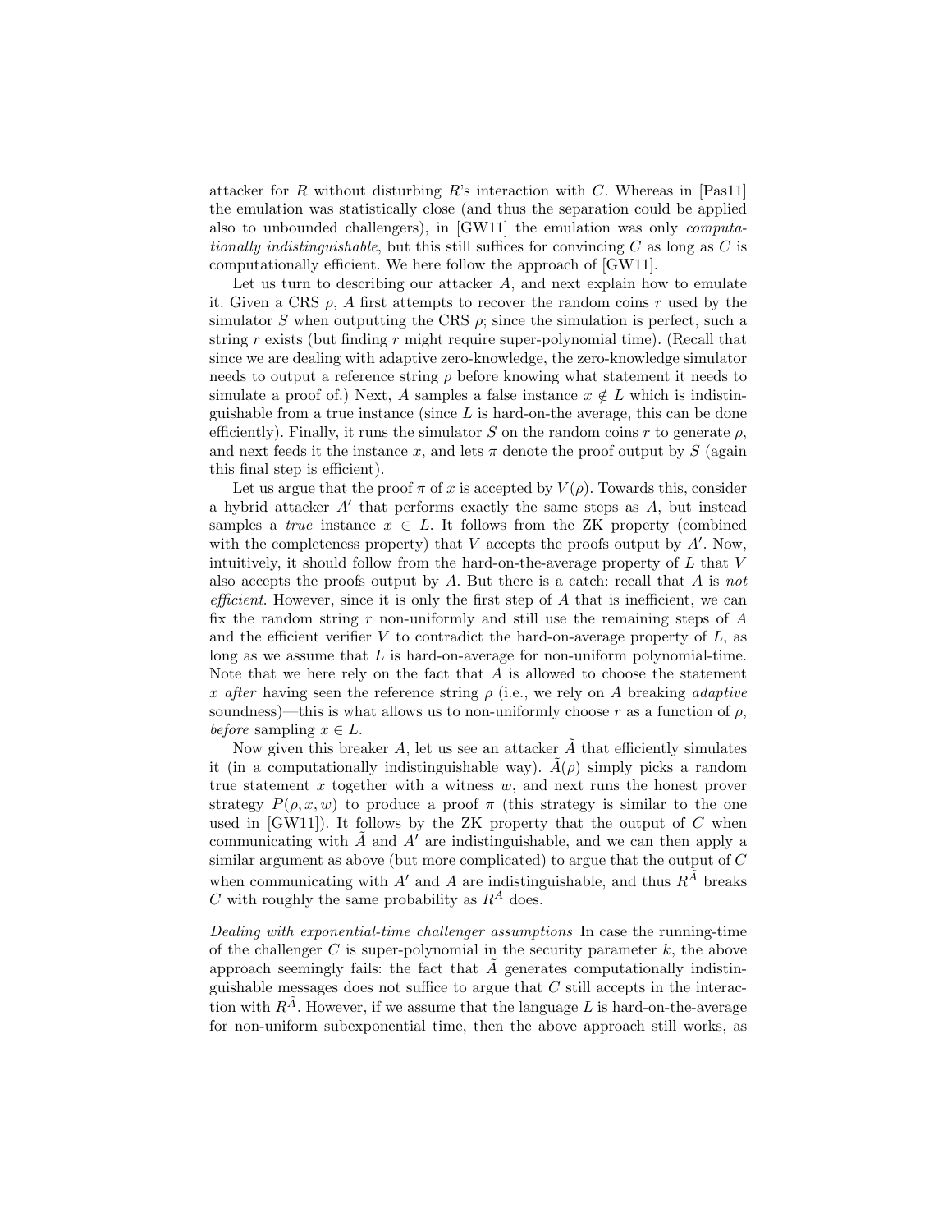attacker for $R$ without disturbing $R$'s interaction with $C$. Whereas in [Pas11] the emulation was statistically close (and thus the separation could be applied also to unbounded challengers), in [GW11] the emulation was only *computationally indistinguishable*, but this still suffices for convincing $C$ as long as $C$ is computationally efficient. We here follow the approach of [GW11].

Let us turn to describing our attacker $A$, and next explain how to emulate it. Given a CRS $\rho$, $A$ first attempts to recover the random coins $r$ used by the simulator $S$ when outputting the CRS $\rho$; since the simulation is perfect, such a string $r$ exists (but finding $r$ might require super-polynomial time). (Recall that since we are dealing with adaptive zero-knowledge, the zero-knowledge simulator needs to output a reference string $\rho$ before knowing what statement it needs to simulate a proof of.) Next, $A$ samples a false instance $x \notin L$ which is indistinguishable from a true instance (since $L$ is hard-on-the average, this can be done efficiently). Finally, it runs the simulator $S$ on the random coins $r$ to generate $\rho$, and next feeds it the instance $x$, and lets $\pi$ denote the proof output by $S$ (again this final step is efficient).

Let us argue that the proof $\pi$ of $x$ is accepted by $V(\rho)$. Towards this, consider a hybrid attacker $A'$ that performs exactly the same steps as $A$, but instead samples a *true* instance $x \in L$. It follows from the ZK property (combined with the completeness property) that $V$ accepts the proofs output by $A'$. Now, intuitively, it should follow from the hard-on-the-average property of $L$ that $V$ also accepts the proofs output by $A$. But there is a catch: recall that $A$ is *not efficient*. However, since it is only the first step of $A$ that is inefficient, we can fix the random string $r$ non-uniformly and still use the remaining steps of $A$ and the efficient verifier $V$ to contradict the hard-on-average property of $L$, as long as we assume that $L$ is hard-on-average for non-uniform polynomial-time. Note that we here rely on the fact that $A$ is allowed to choose the statement $x$ *after* having seen the reference string $\rho$ (i.e., we rely on $A$ breaking *adaptive* soundness)—this is what allows us to non-uniformly choose $r$ as a function of $\rho$, *before* sampling $x \in L$.

Now given this breaker $A$, let us see an attacker $\tilde{A}$ that efficiently simulates it (in a computationally indistinguishable way). $\tilde{A}(\rho)$ simply picks a random true statement $x$ together with a witness $w$, and next runs the honest prover strategy $P(\rho, x, w)$ to produce a proof $\pi$ (this strategy is similar to the one used in [GW11]). It follows by the ZK property that the output of $C$ when communicating with $\tilde{A}$ and $A'$ are indistinguishable, and we can then apply a similar argument as above (but more complicated) to argue that the output of $C$ when communicating with $A'$ and $A$ are indistinguishable, and thus $R^{\tilde{A}}$ breaks $C$ with roughly the same probability as $R^{A}$ does.

*Dealing with exponential-time challenger assumptions* In case the running-time of the challenger $C$ is super-polynomial in the security parameter $k$, the above approach seemingly fails: the fact that $\tilde{A}$ generates computationally indistinguishable messages does not suffice to argue that $C$ still accepts in the interaction with $R^{\tilde{A}}$. However, if we assume that the language $L$ is hard-on-the-average for non-uniform subexponential time, then the above approach still works, as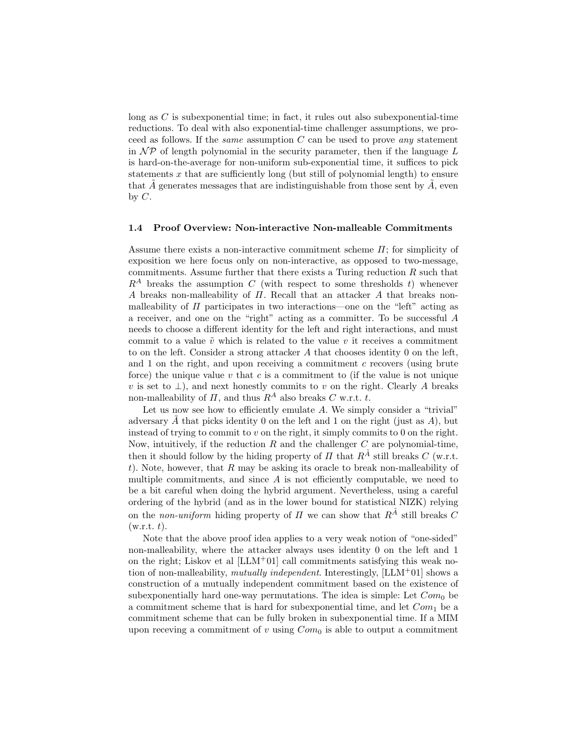long as $C$ is subexponential time; in fact, it rules out also subexponential-time reductions. To deal with also exponential-time challenger assumptions, we proceed as follows. If the *same* assumption $C$ can be used to prove *any* statement in $\mathcal{NP}$ of length polynomial in the security parameter, then if the language $L$ is hard-on-the-average for non-uniform sub-exponential time, it suffices to pick statements $x$ that are sufficiently long (but still of polynomial length) to ensure that $\tilde{A}$ generates messages that are indistinguishable from those sent by $\tilde{A}$, even by $C$.

### 1.4 Proof Overview: Non-interactive Non-malleable Commitments

Assume there exists a non-interactive commitment scheme $\Pi$; for simplicity of exposition we here focus only on non-interactive, as opposed to two-message, commitments. Assume further that there exists a Turing reduction $R$ such that $R^A$ breaks the assumption $C$ (with respect to some thresholds $t$) whenever $A$ breaks non-malleability of $\Pi$. Recall that an attacker $A$ that breaks non-malleability of $\Pi$ participates in two interactions—one on the "left" acting as a receiver, and one on the "right" acting as a committer. To be successful $A$ needs to choose a different identity for the left and right interactions, and must commit to a value $\tilde{v}$ which is related to the value $v$ it receives a commitment to on the left. Consider a strong attacker $A$ that chooses identity 0 on the left, and 1 on the right, and upon receiving a commitment $c$ recovers (using brute force) the unique value $v$ that $c$ is a commitment to (if the value is not unique $v$ is set to $\perp$), and next honestly commits to $v$ on the right. Clearly $A$ breaks non-malleability of $\Pi$, and thus $R^A$ also breaks $C$ w.r.t. $t$.

Let us now see how to efficiently emulate $A$. We simply consider a "trivial" adversary $\tilde{A}$ that picks identity 0 on the left and 1 on the right (just as $A$), but instead of trying to commit to $v$ on the right, it simply commits to 0 on the right. Now, intuitively, if the reduction $R$ and the challenger $C$ are polynomial-time, then it should follow by the hiding property of $\Pi$ that $R^{\tilde{A}}$ still breaks $C$ (w.r.t. $t$). Note, however, that $R$ may be asking its oracle to break non-malleability of multiple commitments, and since $A$ is not efficiently computable, we need to be a bit careful when doing the hybrid argument. Nevertheless, using a careful ordering of the hybrid (and as in the lower bound for statistical NIZK) relying on the *non-uniform* hiding property of $\Pi$ we can show that $R^{\tilde{A}}$ still breaks $C$ (w.r.t. $t$).

Note that the above proof idea applies to a very weak notion of "one-sided" non-malleability, where the attacker always uses identity 0 on the left and 1 on the right; Liskov et al [LLM+01] call commitments satisfying this weak notion of non-malleability, *mutually independent*. Interestingly, [LLM+01] shows a construction of a mutually independent commitment based on the existence of subexponentially hard one-way permutations. The idea is simple: Let $Com_0$ be a commitment scheme that is hard for subexponential time, and let $Com_1$ be a commitment scheme that can be fully broken in subexponential time. If a MIM upon receving a commitment of $v$ using $Com_0$ is able to output a commitment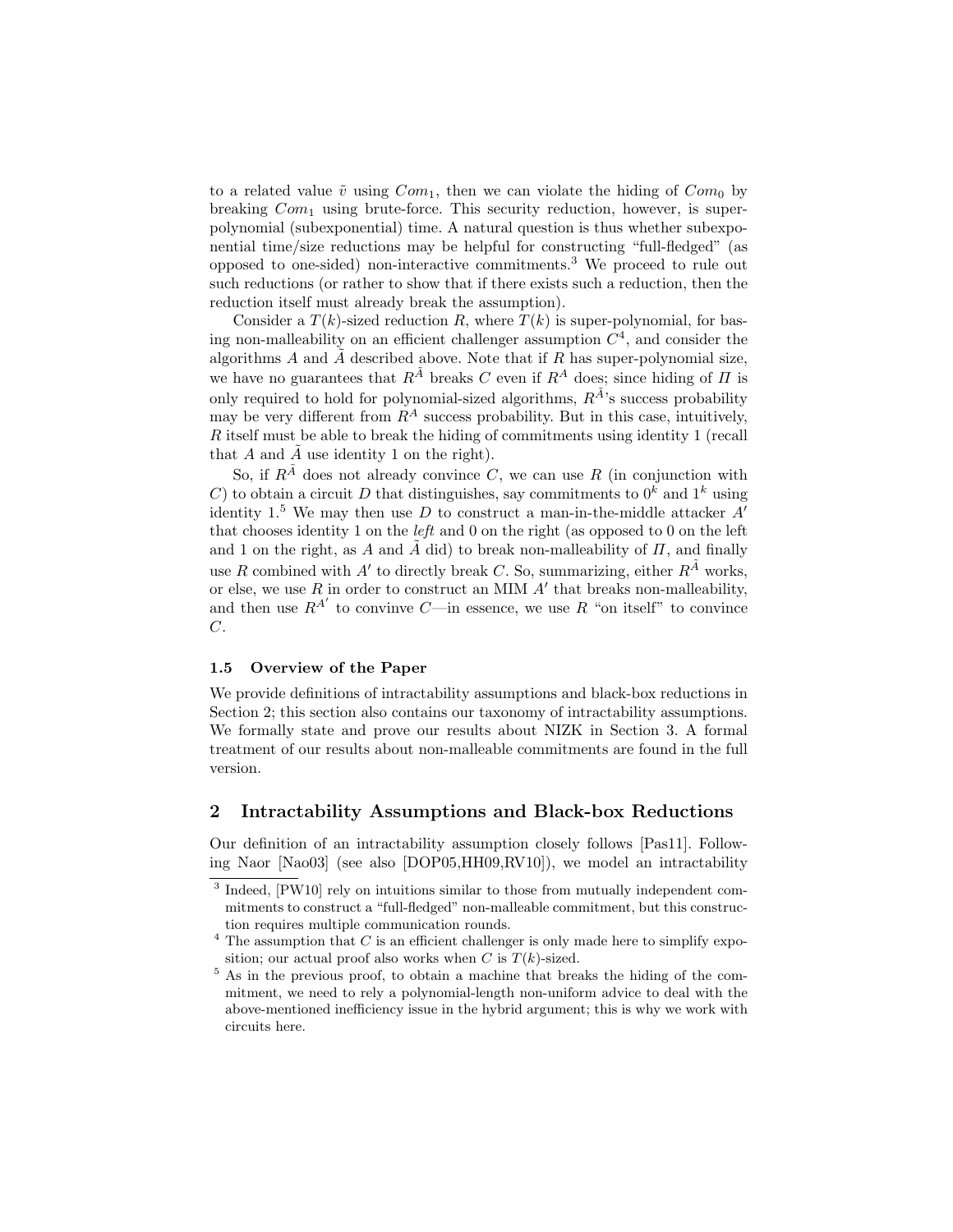to a related value $\tilde{v}$ using $Com_1$, then we can violate the hiding of $Com_0$ by breaking $Com_1$ using brute-force. This security reduction, however, is super-polynomial (subexponential) time. A natural question is thus whether subexponential time/size reductions may be helpful for constructing "full-fledged" (as opposed to one-sided) non-interactive commitments.[3] We proceed to rule out such reductions (or rather to show that if there exists such a reduction, then the reduction itself must already break the assumption).

Consider a $T(k)$-sized reduction $R$, where $T(k)$ is super-polynomial, for basing non-malleability on an efficient challenger assumption $C$[4], and consider the algorithms $A$ and $\tilde{A}$ described above. Note that if $R$ has super-polynomial size, we have no guarantees that $R^{\tilde{A}}$ breaks $C$ even if $R^A$ does; since hiding of $\Pi$ is only required to hold for polynomial-sized algorithms, $R^{\tilde{A}}$'s success probability may be very different from $R^A$ success probability. But in this case, intuitively, $R$ itself must be able to break the hiding of commitments using identity 1 (recall that $A$ and $\tilde{A}$ use identity 1 on the right).

So, if $R^{\tilde{A}}$ does not already convince $C$, we can use $R$ (in conjunction with $C$) to obtain a circuit $D$ that distinguishes, say commitments to $0^k$ and $1^k$ using identity 1.[5] We may then use $D$ to construct a man-in-the-middle attacker $A'$ that chooses identity 1 on the *left* and 0 on the right (as opposed to 0 on the left and 1 on the right, as $A$ and $\tilde{A}$ did) to break non-malleability of $\Pi$, and finally use $R$ combined with $A'$ to directly break $C$. So, summarizing, either $R^{\tilde{A}}$ works, or else, we use $R$ in order to construct an MIM $A'$ that breaks non-malleability, and then use $R^{A'}$ to convinve $C$—in essence, we use $R$ "on itself" to convince $C$.

### 1.5 Overview of the Paper

We provide definitions of intractability assumptions and black-box reductions in Section 2; this section also contains our taxonomy of intractability assumptions. We formally state and prove our results about NIZK in Section 3. A formal treatment of our results about non-malleable commitments are found in the full version.

## 2 Intractability Assumptions and Black-box Reductions

Our definition of an intractability assumption closely follows [Pas11]. Following Naor [Nao03] (see also [DOP05,HH09,RV10]), we model an intractability

---

[3] Indeed, [PW10] rely on intuitions similar to those from mutually independent commitments to construct a "full-fledged" non-malleable commitment, but this construction requires multiple communication rounds.

[4] The assumption that $C$ is an efficient challenger is only made here to simplify exposition; our actual proof also works when $C$ is $T(k)$-sized.

[5] As in the previous proof, to obtain a machine that breaks the hiding of the commitment, we need to rely a polynomial-length non-uniform advice to deal with the above-mentioned inefficiency issue in the hybrid argument; this is why we work with circuits here.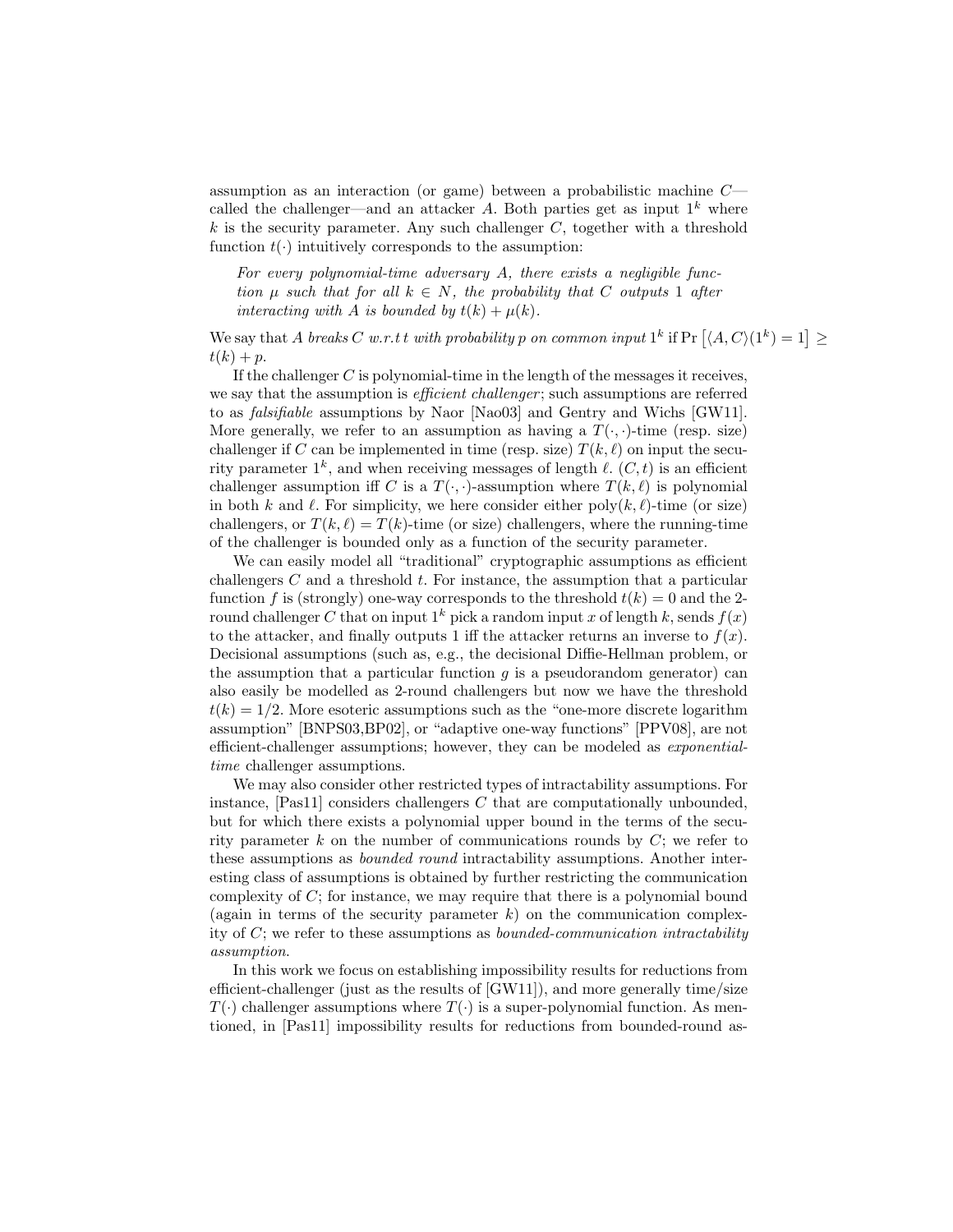assumption as an interaction (or game) between a probabilistic machine $C$—called the challenger—and an attacker $A$. Both parties get as input $1^k$ where $k$ is the security parameter. Any such challenger $C$, together with a threshold function $t(\cdot)$ intuitively corresponds to the assumption:

> *For every polynomial-time adversary $A$, there exists a negligible function $\mu$ such that for all $k \in N$, the probability that $C$ outputs 1 after interacting with $A$ is bounded by $t(k) + \mu(k)$.*

We say that *$A$ breaks $C$ w.r.t $t$ with probability $p$ on common input $1^k$* if $\Pr\left[\langle A, C\rangle(1^k) = 1\right] \geq t(k) + p$.

If the challenger $C$ is polynomial-time in the length of the messages it receives, we say that the assumption is *efficient challenger*; such assumptions are referred to as *falsifiable* assumptions by Naor [Nao03] and Gentry and Wichs [GW11]. More generally, we refer to an assumption as having a $T(\cdot,\cdot)$-time (resp. size) challenger if $C$ can be implemented in time (resp. size) $T(k, \ell)$ on input the security parameter $1^k$, and when receiving messages of length $\ell$. $(C, t)$ is an efficient challenger assumption iff $C$ is a $T(\cdot,\cdot)$-assumption where $T(k, \ell)$ is polynomial in both $k$ and $\ell$. For simplicity, we here consider either $\mathrm{poly}(k, \ell)$-time (or size) challengers, or $T(k, \ell) = T(k)$-time (or size) challengers, where the running-time of the challenger is bounded only as a function of the security parameter.

We can easily model all "traditional" cryptographic assumptions as efficient challengers $C$ and a threshold $t$. For instance, the assumption that a particular function $f$ is (strongly) one-way corresponds to the threshold $t(k) = 0$ and the 2-round challenger $C$ that on input $1^k$ pick a random input $x$ of length $k$, sends $f(x)$ to the attacker, and finally outputs 1 iff the attacker returns an inverse to $f(x)$. Decisional assumptions (such as, e.g., the decisional Diffie-Hellman problem, or the assumption that a particular function $g$ is a pseudorandom generator) can also easily be modelled as 2-round challengers but now we have the threshold $t(k) = 1/2$. More esoteric assumptions such as the "one-more discrete logarithm assumption" [BNPS03,BP02], or "adaptive one-way functions" [PPV08], are not efficient-challenger assumptions; however, they can be modeled as *exponential-time* challenger assumptions.

We may also consider other restricted types of intractability assumptions. For instance, [Pas11] considers challengers $C$ that are computationally unbounded, but for which there exists a polynomial upper bound in the terms of the security parameter $k$ on the number of communications rounds by $C$; we refer to these assumptions as *bounded round* intractability assumptions. Another interesting class of assumptions is obtained by further restricting the communication complexity of $C$; for instance, we may require that there is a polynomial bound (again in terms of the security parameter $k$) on the communication complexity of $C$; we refer to these assumptions as *bounded-communication intractability assumption*.

In this work we focus on establishing impossibility results for reductions from efficient-challenger (just as the results of [GW11]), and more generally time/size $T(\cdot)$ challenger assumptions where $T(\cdot)$ is a super-polynomial function. As mentioned, in [Pas11] impossibility results for reductions from bounded-round as-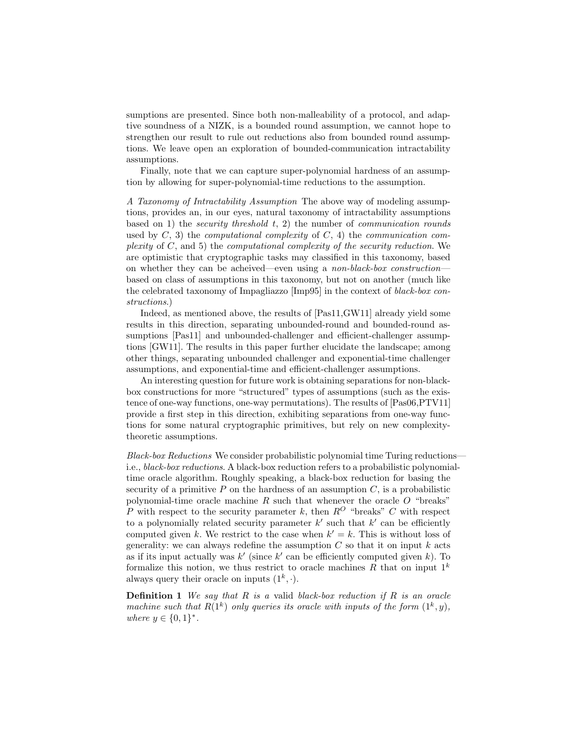sumptions are presented. Since both non-malleability of a protocol, and adaptive soundness of a NIZK, is a bounded round assumption, we cannot hope to strengthen our result to rule out reductions also from bounded round assumptions. We leave open an exploration of bounded-communication intractability assumptions.

Finally, note that we can capture super-polynomial hardness of an assumption by allowing for super-polynomial-time reductions to the assumption.

*A Taxonomy of Intractability Assumption* The above way of modeling assumptions, provides an, in our eyes, natural taxonomy of intractability assumptions based on 1) the *security threshold* $t$, 2) the number of *communication rounds* used by $C$, 3) the *computational complexity* of $C$, 4) the *communication complexity* of $C$, and 5) the *computational complexity of the security reduction*. We are optimistic that cryptographic tasks may classified in this taxonomy, based on whether they can be acheived—even using a *non-black-box construction*—based on class of assumptions in this taxonomy, but not on another (much like the celebrated taxonomy of Impagliazzo [Imp95] in the context of *black-box constructions*.)

Indeed, as mentioned above, the results of [Pas11,GW11] already yield some results in this direction, separating unbounded-round and bounded-round assumptions [Pas11] and unbounded-challenger and efficient-challenger assumptions [GW11]. The results in this paper further elucidate the landscape; among other things, separating unbounded challenger and exponential-time challenger assumptions, and exponential-time and efficient-challenger assumptions.

An interesting question for future work is obtaining separations for non-black-box constructions for more "structured" types of assumptions (such as the existence of one-way functions, one-way permutations). The results of [Pas06,PTV11] provide a first step in this direction, exhibiting separations from one-way functions for some natural cryptographic primitives, but rely on new complexity-theoretic assumptions.

*Black-box Reductions* We consider probabilistic polynomial time Turing reductions—i.e., *black-box reductions*. A black-box reduction refers to a probabilistic polynomial-time oracle algorithm. Roughly speaking, a black-box reduction for basing the security of a primitive $P$ on the hardness of an assumption $C$, is a probabilistic polynomial-time oracle machine $R$ such that whenever the oracle $O$ "breaks" $P$ with respect to the security parameter $k$, then $R^O$ "breaks" $C$ with respect to a polynomially related security parameter $k'$ such that $k'$ can be efficiently computed given $k$. We restrict to the case when $k' = k$. This is without loss of generality: we can always redefine the assumption $C$ so that it on input $k$ acts as if its input actually was $k'$ (since $k'$ can be efficiently computed given $k$). To formalize this notion, we thus restrict to oracle machines $R$ that on input $1^k$ always query their oracle on inputs $(1^k, \cdot)$.

**Definition 1** *We say that $R$ is a* valid *black-box reduction if $R$ is an oracle machine such that $R(1^k)$ only queries its oracle with inputs of the form $(1^k, y)$, where $y \in \{0, 1\}^*$.*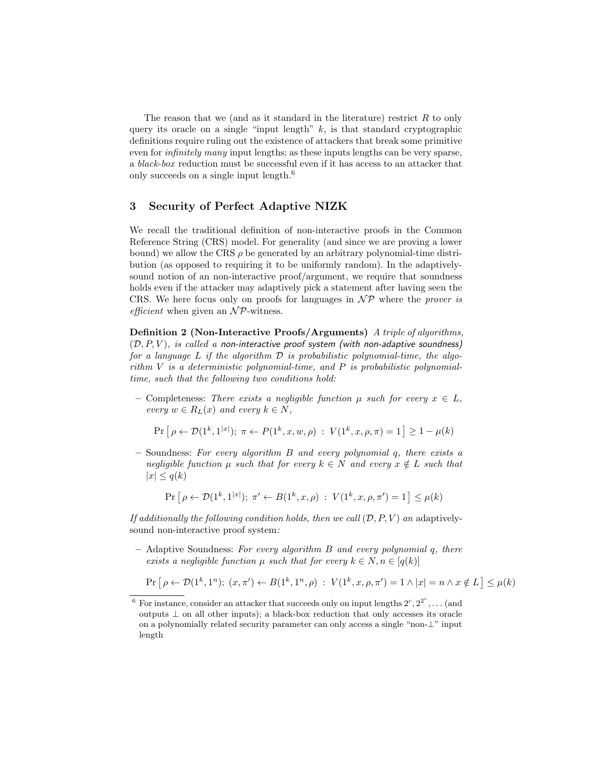The reason that we (and as it standard in the literature) restrict $R$ to only query its oracle on a single "input length" $k$, is that standard cryptographic definitions require ruling out the existence of attackers that break some primitive even for *infinitely many* input lengths; as these inputs lengths can be very sparse, a *black-box* reduction must be successful even if it has access to an attacker that only succeeds on a single input length.[6]

## 3 Security of Perfect Adaptive NIZK

We recall the traditional definition of non-interactive proofs in the Common Reference String (CRS) model. For generality (and since we are proving a lower bound) we allow the CRS $\rho$ be generated by an arbitrary polynomial-time distribution (as opposed to requiring it to be uniformly random). In the adaptively-sound notion of an non-interactive proof/argument, we require that soundness holds even if the attacker may adaptively pick a statement after having seen the CRS. We here focus only on proofs for languages in $\mathcal{NP}$ where the *prover is efficient* when given an $\mathcal{NP}$-witness.

**Definition 2 (Non-Interactive Proofs/Arguments)** *A triple of algorithms, $(\mathcal{D}, P, V)$, is called a non-interactive proof system (with non-adaptive soundness) for a language $L$ if the algorithm $\mathcal{D}$ is probabilistic polynomial-time, the algorithm $V$ is a deterministic polynomial-time, and $P$ is probabilistic polynomial-time, such that the following two conditions hold:*

– Completeness: *There exists a negligible function $\mu$ such for every $x \in L$, every $w \in R_L(x)$ and every $k \in N$,*

$$\Pr\left[\rho \leftarrow \mathcal{D}(1^k, 1^{|x|});\ \pi \leftarrow P(1^k, x, w, \rho)\ :\ V(1^k, x, \rho, \pi) = 1\right] \geq 1 - \mu(k)$$

– Soundness: *For every algorithm $B$ and every polynomial $q$, there exists a negligible function $\mu$ such that for every $k \in N$ and every $x \notin L$ such that $|x| \leq q(k)$*

$$\Pr\left[\rho \leftarrow \mathcal{D}(1^k, 1^{|x|});\ \pi' \leftarrow B(1^k, x, \rho)\ :\ V(1^k, x, \rho, \pi') = 1\right] \leq \mu(k)$$

*If additionally the following condition holds, then we call $(\mathcal{D}, P, V)$ an* adaptively-sound non-interactive proof system*:*

– Adaptive Soundness: *For every algorithm $B$ and every polynomial $q$, there exists a negligible function $\mu$ such that for every $k \in N, n \in [q(k)]$*

$$\Pr\left[\rho \leftarrow \mathcal{D}(1^k, 1^n);\ (x, \pi') \leftarrow B(1^k, 1^n, \rho)\ :\ V(1^k, x, \rho, \pi') = 1 \wedge |x| = n \wedge x \notin L\right] \leq \mu(k)$$

[6] For instance, consider an attacker that succeeds only on input lengths $2^c, 2^{2^c}, \ldots$ (and outputs $\perp$ on all other inputs); a black-box reduction that only accesses its oracle on a polynomially related security parameter can only access a single "non-$\perp$" input length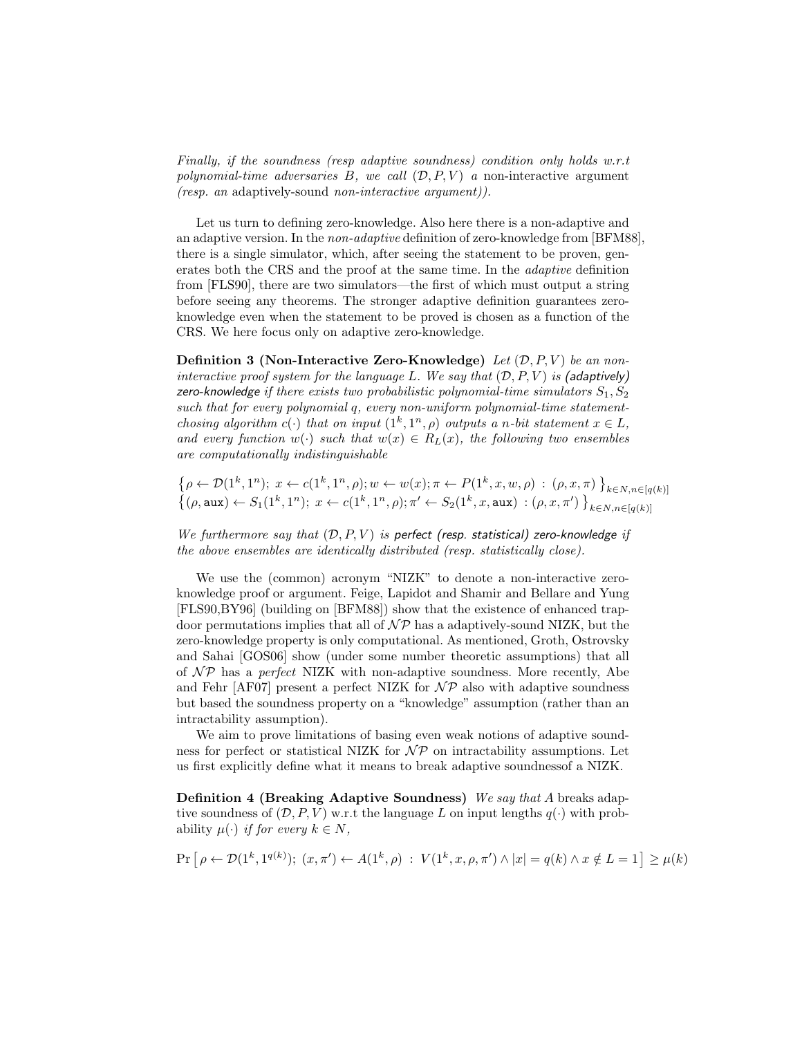*Finally, if the soundness (resp adaptive soundness) condition only holds w.r.t polynomial-time adversaries $B$, we call $(\mathcal{D}, P, V)$ a* non-interactive argument *(resp. an* adaptively-sound *non-interactive argument)).*

Let us turn to defining zero-knowledge. Also here there is a non-adaptive and an adaptive version. In the *non-adaptive* definition of zero-knowledge from [BFM88], there is a single simulator, which, after seeing the statement to be proven, generates both the CRS and the proof at the same time. In the *adaptive* definition from [FLS90], there are two simulators—the first of which must output a string before seeing any theorems. The stronger adaptive definition guarantees zero-knowledge even when the statement to be proved is chosen as a function of the CRS. We here focus only on adaptive zero-knowledge.

**Definition 3 (Non-Interactive Zero-Knowledge)** *Let $(\mathcal{D}, P, V)$ be an non-interactive proof system for the language $L$. We say that $(\mathcal{D}, P, V)$ is (adaptively) zero-knowledge if there exists two probabilistic polynomial-time simulators $S_1, S_2$ such that for every polynomial $q$, every non-uniform polynomial-time statement-chosing algorithm $c(\cdot)$ that on input $(1^k, 1^n, \rho)$ outputs a $n$-bit statement $x \in L$, and every function $w(\cdot)$ such that $w(x) \in R_L(x)$, the following two ensembles are computationally indistinguishable*

$$\left\{ \rho \leftarrow \mathcal{D}(1^k, 1^n);\ x \leftarrow c(1^k, 1^n, \rho); w \leftarrow w(x); \pi \leftarrow P(1^k, x, w, \rho)\ :\ (\rho, x, \pi) \right\}_{k \in N, n \in [q(k)]}$$
$$\left\{ (\rho, \mathtt{aux}) \leftarrow S_1(1^k, 1^n);\ x \leftarrow c(1^k, 1^n, \rho); \pi' \leftarrow S_2(1^k, x, \mathtt{aux})\ :(\rho, x, \pi') \right\}_{k \in N, n \in [q(k)]}$$

*We furthermore say that $(\mathcal{D}, P, V)$ is perfect (resp. statistical) zero-knowledge if the above ensembles are identically distributed (resp. statistically close).*

We use the (common) acronym "NIZK" to denote a non-interactive zero-knowledge proof or argument. Feige, Lapidot and Shamir and Bellare and Yung [FLS90,BY96] (building on [BFM88]) show that the existence of enhanced trapdoor permutations implies that all of $\mathcal{NP}$ has a adaptively-sound NIZK, but the zero-knowledge property is only computational. As mentioned, Groth, Ostrovsky and Sahai [GOS06] show (under some number theoretic assumptions) that all of $\mathcal{NP}$ has a *perfect* NIZK with non-adaptive soundness. More recently, Abe and Fehr [AF07] present a perfect NIZK for $\mathcal{NP}$ also with adaptive soundness but based the soundness property on a "knowledge" assumption (rather than an intractability assumption).

We aim to prove limitations of basing even weak notions of adaptive soundness for perfect or statistical NIZK for $\mathcal{NP}$ on intractability assumptions. Let us first explicitly define what it means to break adaptive soundnessof a NIZK.

**Definition 4 (Breaking Adaptive Soundness)** *We say that* $A$ breaks adaptive soundness of $(\mathcal{D}, P, V)$ w.r.t the language $L$ on input lengths $q(\cdot)$ with probability $\mu(\cdot)$ *if for every $k \in N$,*

$$\Pr\left[ \rho \leftarrow \mathcal{D}(1^k, 1^{q(k)});\ (x, \pi') \leftarrow A(1^k, \rho)\ :\ V(1^k, x, \rho, \pi') \wedge |x| = q(k) \wedge x \notin L = 1 \right] \geq \mu(k)$$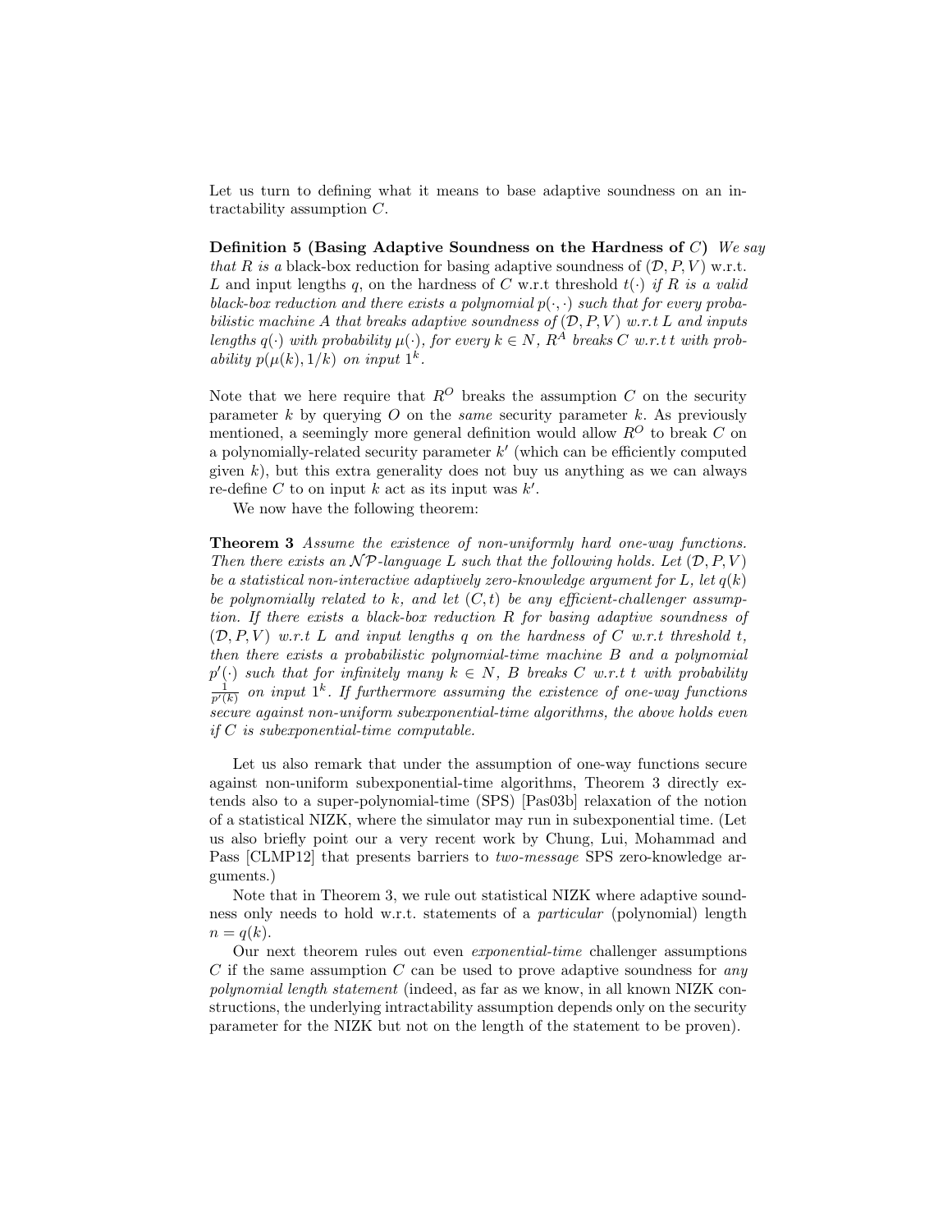Let us turn to defining what it means to base adaptive soundness on an intractability assumption $C$.

**Definition 5 (Basing Adaptive Soundness on the Hardness of $C$)** *We say that $R$ is a* black-box reduction for basing adaptive soundness of $(\mathcal{D}, P, V)$ w.r.t. $L$ and input lengths $q$, on the hardness of $C$ w.r.t threshold $t(\cdot)$ *if $R$ is a valid black-box reduction and there exists a polynomial $p(\cdot,\cdot)$ such that for every probabilistic machine $A$ that breaks adaptive soundness of $(\mathcal{D}, P, V)$ w.r.t $L$ and inputs lengths $q(\cdot)$ with probability $\mu(\cdot)$, for every $k \in N$, $R^A$ breaks $C$ w.r.t $t$ with probability $p(\mu(k), 1/k)$ on input $1^k$.*

Note that we here require that $R^O$ breaks the assumption $C$ on the security parameter $k$ by querying $O$ on the *same* security parameter $k$. As previously mentioned, a seemingly more general definition would allow $R^O$ to break $C$ on a polynomially-related security parameter $k'$ (which can be efficiently computed given $k$), but this extra generality does not buy us anything as we can always re-define $C$ to on input $k$ act as its input was $k'$.

We now have the following theorem:

**Theorem 3** *Assume the existence of non-uniformly hard one-way functions. Then there exists an $\mathcal{NP}$-language $L$ such that the following holds. Let $(\mathcal{D}, P, V)$ be a statistical non-interactive adaptively zero-knowledge argument for $L$, let $q(k)$ be polynomially related to $k$, and let $(C, t)$ be any efficient-challenger assumption. If there exists a black-box reduction $R$ for basing adaptive soundness of $(\mathcal{D}, P, V)$ w.r.t $L$ and input lengths $q$ on the hardness of $C$ w.r.t threshold $t$, then there exists a probabilistic polynomial-time machine $B$ and a polynomial $p'(\cdot)$ such that for infinitely many $k \in N$, $B$ breaks $C$ w.r.t $t$ with probability $\frac{1}{p'(k)}$ on input $1^k$. If furthermore assuming the existence of one-way functions secure against non-uniform subexponential-time algorithms, the above holds even if $C$ is subexponential-time computable.*

Let us also remark that under the assumption of one-way functions secure against non-uniform subexponential-time algorithms, Theorem 3 directly extends also to a super-polynomial-time (SPS) [Pas03b] relaxation of the notion of a statistical NIZK, where the simulator may run in subexponential time. (Let us also briefly point our a very recent work by Chung, Lui, Mohammad and Pass [CLMP12] that presents barriers to *two-message* SPS zero-knowledge arguments.)

Note that in Theorem 3, we rule out statistical NIZK where adaptive soundness only needs to hold w.r.t. statements of a *particular* (polynomial) length $n = q(k)$.

Our next theorem rules out even *exponential-time* challenger assumptions $C$ if the same assumption $C$ can be used to prove adaptive soundness for *any polynomial length statement* (indeed, as far as we know, in all known NIZK constructions, the underlying intractability assumption depends only on the security parameter for the NIZK but not on the length of the statement to be proven).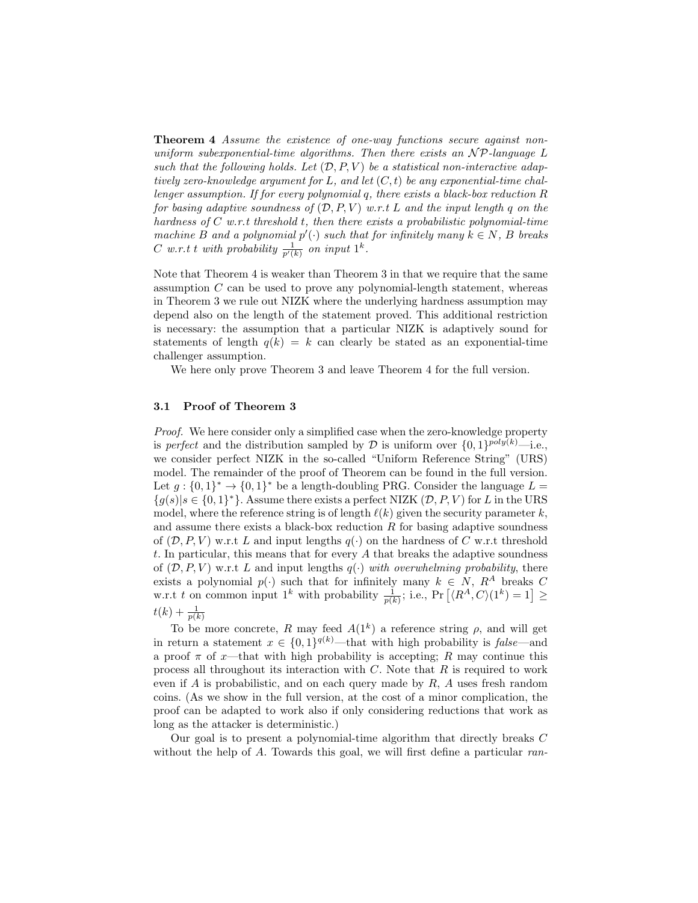**Theorem 4** *Assume the existence of one-way functions secure against non-uniform subexponential-time algorithms. Then there exists an $\mathcal{NP}$-language $L$ such that the following holds. Let $(\mathcal{D}, P, V)$ be a statistical non-interactive adaptively zero-knowledge argument for $L$, and let $(C, t)$ be any exponential-time challenger assumption. If for every polynomial $q$, there exists a black-box reduction $R$ for basing adaptive soundness of $(\mathcal{D}, P, V)$ w.r.t $L$ and the input length $q$ on the hardness of $C$ w.r.t threshold $t$, then there exists a probabilistic polynomial-time machine $B$ and a polynomial $p'(\cdot)$ such that for infinitely many $k \in N$, $B$ breaks $C$ w.r.t $t$ with probability $\frac{1}{p'(k)}$ on input $1^k$.*

Note that Theorem 4 is weaker than Theorem 3 in that we require that the same assumption $C$ can be used to prove any polynomial-length statement, whereas in Theorem 3 we rule out NIZK where the underlying hardness assumption may depend also on the length of the statement proved. This additional restriction is necessary: the assumption that a particular NIZK is adaptively sound for statements of length $q(k) = k$ can clearly be stated as an exponential-time challenger assumption.

We here only prove Theorem 3 and leave Theorem 4 for the full version.

### 3.1 Proof of Theorem 3

*Proof.* We here consider only a simplified case when the zero-knowledge property is *perfect* and the distribution sampled by $\mathcal{D}$ is uniform over $\{0,1\}^{poly(k)}$—i.e., we consider perfect NIZK in the so-called "Uniform Reference String" (URS) model. The remainder of the proof of Theorem can be found in the full version. Let $g : \{0,1\}^* \to \{0,1\}^*$ be a length-doubling PRG. Consider the language $L = \{g(s) | s \in \{0,1\}^*\}$. Assume there exists a perfect NIZK $(\mathcal{D}, P, V)$ for $L$ in the URS model, where the reference string is of length $\ell(k)$ given the security parameter $k$, and assume there exists a black-box reduction $R$ for basing adaptive soundness of $(\mathcal{D}, P, V)$ w.r.t $L$ and input lengths $q(\cdot)$ on the hardness of $C$ w.r.t threshold $t$. In particular, this means that for every $A$ that breaks the adaptive soundness of $(\mathcal{D}, P, V)$ w.r.t $L$ and input lengths $q(\cdot)$ *with overwhelming probability*, there exists a polynomial $p(\cdot)$ such that for infinitely many $k \in N$, $R^A$ breaks $C$ w.r.t $t$ on common input $1^k$ with probability $\frac{1}{p(k)}$; i.e., $\Pr\left[\langle R^A, C\rangle(1^k) = 1\right] \geq t(k) + \frac{1}{p(k)}$

To be more concrete, $R$ may feed $A(1^k)$ a reference string $\rho$, and will get in return a statement $x \in \{0,1\}^{q(k)}$—that with high probability is *false*—and a proof $\pi$ of $x$—that with high probability is accepting; $R$ may continue this process all throughout its interaction with $C$. Note that $R$ is required to work even if $A$ is probabilistic, and on each query made by $R$, $A$ uses fresh random coins. (As we show in the full version, at the cost of a minor complication, the proof can be adapted to work also if only considering reductions that work as long as the attacker is deterministic.)

Our goal is to present a polynomial-time algorithm that directly breaks $C$ without the help of $A$. Towards this goal, we will first define a particular *ran-*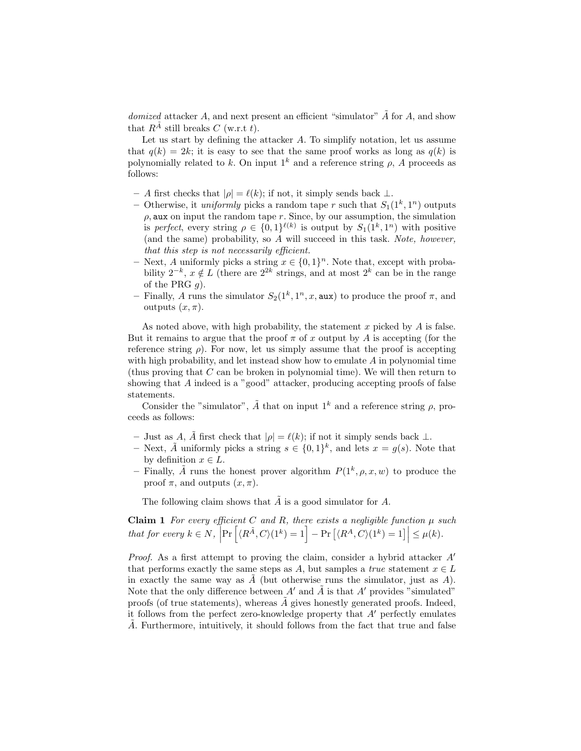*domized* attacker $A$, and next present an efficient "simulator" $\tilde{A}$ for $A$, and show that $R^{\tilde{A}}$ still breaks $C$ (w.r.t $t$).

Let us start by defining the attacker $A$. To simplify notation, let us assume that $q(k) = 2k$; it is easy to see that the same proof works as long as $q(k)$ is polynomially related to $k$. On input $1^k$ and a reference string $\rho$, $A$ proceeds as follows:

- $A$ first checks that $|\rho| = \ell(k)$; if not, it simply sends back $\perp$.
- Otherwise, it *uniformly* picks a random tape $r$ such that $S_1(1^k, 1^n)$ outputs $\rho, \texttt{aux}$ on input the random tape $r$. Since, by our assumption, the simulation is *perfect*, every string $\rho \in \{0,1\}^{\ell(k)}$ is output by $S_1(1^k, 1^n)$ with positive (and the same) probability, so $A$ will succeed in this task. *Note, however, that this step is not necessarily efficient.*
- Next, $A$ uniformly picks a string $x \in \{0,1\}^n$. Note that, except with probability $2^{-k}$, $x \notin L$ (there are $2^{2k}$ strings, and at most $2^k$ can be in the range of the PRG $g$).
- Finally, $A$ runs the simulator $S_2(1^k, 1^n, x, \texttt{aux})$ to produce the proof $\pi$, and outputs $(x, \pi)$.

As noted above, with high probability, the statement $x$ picked by $A$ is false. But it remains to argue that the proof $\pi$ of $x$ output by $A$ is accepting (for the reference string $\rho$). For now, let us simply assume that the proof is accepting with high probability, and let instead show how to emulate $A$ in polynomial time (thus proving that $C$ can be broken in polynomial time). We will then return to showing that $A$ indeed is a "good" attacker, producing accepting proofs of false statements.

Consider the "simulator", $\tilde{A}$ that on input $1^k$ and a reference string $\rho$, proceeds as follows:

- Just as $A$, $\tilde{A}$ first check that $|\rho| = \ell(k)$; if not it simply sends back $\perp$.
- Next, $\tilde{A}$ uniformly picks a string $s \in \{0,1\}^k$, and lets $x = g(s)$. Note that by definition $x \in L$.
- Finally, $\tilde{A}$ runs the honest prover algorithm $P(1^k, \rho, x, w)$ to produce the proof $\pi$, and outputs $(x, \pi)$.

The following claim shows that $\tilde{A}$ is a good simulator for $A$.

**Claim 1** *For every efficient $C$ and $R$, there exists a negligible function $\mu$ such that for every $k \in N$,* $\left|\Pr\left[\langle R^{\tilde{A}}, C\rangle(1^k) = 1\right] - \Pr\left[\langle R^{A}, C\rangle(1^k) = 1\right]\right| \leq \mu(k)$.

*Proof.* As a first attempt to proving the claim, consider a hybrid attacker $A'$ that performs exactly the same steps as $A$, but samples a *true* statement $x \in L$ in exactly the same way as $\tilde{A}$ (but otherwise runs the simulator, just as $A$). Note that the only difference between $A'$ and $\tilde{A}$ is that $A'$ provides "simulated" proofs (of true statements), whereas $\tilde{A}$ gives honestly generated proofs. Indeed, it follows from the perfect zero-knowledge property that $A'$ perfectly emulates $\tilde{A}$. Furthermore, intuitively, it should follows from the fact that true and false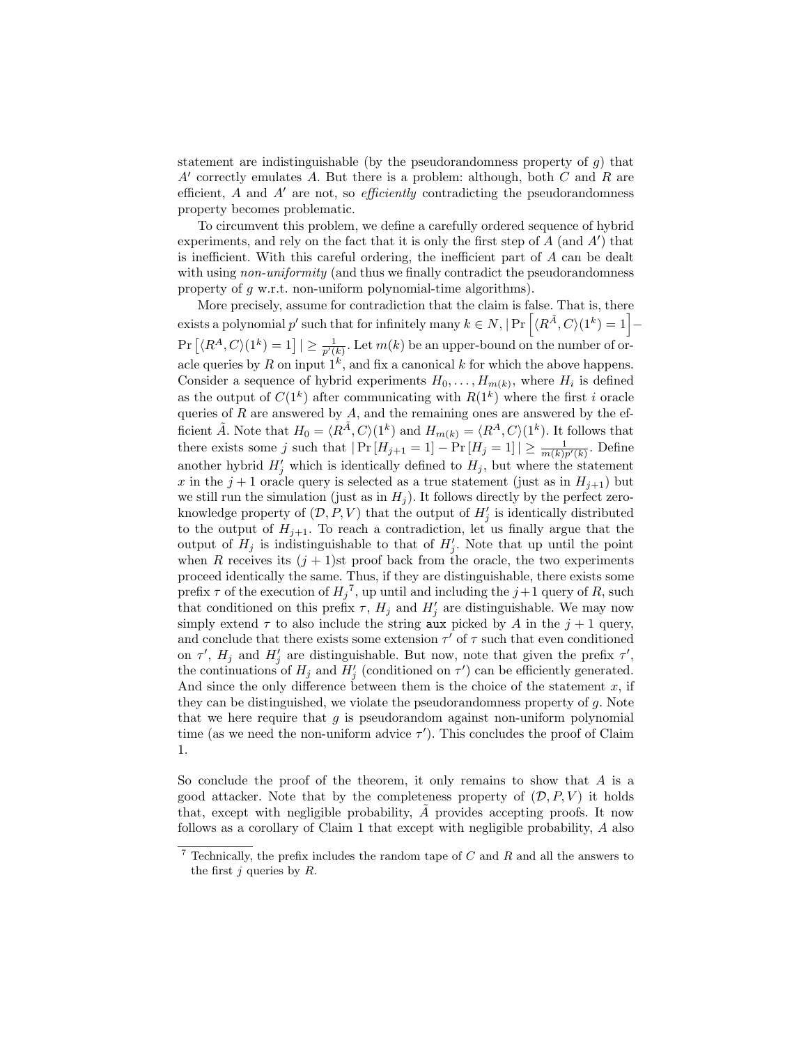statement are indistinguishable (by the pseudorandomness property of $g$) that $A'$ correctly emulates $A$. But there is a problem: although, both $C$ and $R$ are efficient, $A$ and $A'$ are not, so *efficiently* contradicting the pseudorandomness property becomes problematic.

To circumvent this problem, we define a carefully ordered sequence of hybrid experiments, and rely on the fact that it is only the first step of $A$ (and $A'$) that is inefficient. With this careful ordering, the inefficient part of $A$ can be dealt with using *non-uniformity* (and thus we finally contradict the pseudorandomness property of $g$ w.r.t. non-uniform polynomial-time algorithms).

More precisely, assume for contradiction that the claim is false. That is, there exists a polynomial $p'$ such that for infinitely many $k \in N$, $|\Pr\left[\langle R^{\tilde{A}}, C\rangle(1^k) = 1\right] - \Pr\left[\langle R^{A}, C\rangle(1^k) = 1\right]| \geq \frac{1}{p'(k)}$. Let $m(k)$ be an upper-bound on the number of oracle queries by $R$ on input $1^k$, and fix a canonical $k$ for which the above happens. Consider a sequence of hybrid experiments $H_0, \ldots, H_{m(k)}$, where $H_i$ is defined as the output of $C(1^k)$ after communicating with $R(1^k)$ where the first $i$ oracle queries of $R$ are answered by $A$, and the remaining ones are answered by the efficient $\tilde{A}$. Note that $H_0 = \langle R^{\tilde{A}}, C\rangle(1^k)$ and $H_{m(k)} = \langle R^{A}, C\rangle(1^k)$. It follows that there exists some $j$ such that $|\Pr\left[H_{j+1} = 1\right] - \Pr\left[H_j = 1\right]| \geq \frac{1}{m(k)p'(k)}$. Define another hybrid $H'_j$ which is identically defined to $H_j$, but where the statement $x$ in the $j+1$ oracle query is selected as a true statement (just as in $H_{j+1}$) but we still run the simulation (just as in $H_j$). It follows directly by the perfect zero-knowledge property of $(\mathcal{D}, P, V)$ that the output of $H'_j$ is identically distributed to the output of $H_{j+1}$. To reach a contradiction, let us finally argue that the output of $H_j$ is indistinguishable to that of $H'_j$. Note that up until the point when $R$ receives its $(j+1)$st proof back from the oracle, the two experiments proceed identically the same. Thus, if they are distinguishable, there exists some prefix $\tau$ of the execution of $H_j$[7], up until and including the $j+1$ query of $R$, such that conditioned on this prefix $\tau$, $H_j$ and $H'_j$ are distinguishable. We may now simply extend $\tau$ to also include the string `aux` picked by $A$ in the $j+1$ query, and conclude that there exists some extension $\tau'$ of $\tau$ such that even conditioned on $\tau'$, $H_j$ and $H'_j$ are distinguishable. But now, note that given the prefix $\tau'$, the continuations of $H_j$ and $H'_j$ (conditioned on $\tau'$) can be efficiently generated. And since the only difference between them is the choice of the statement $x$, if they can be distinguished, we violate the pseudorandomness property of $g$. Note that we here require that $g$ is pseudorandom against non-uniform polynomial time (as we need the non-uniform advice $\tau'$). This concludes the proof of Claim 1.

So conclude the proof of the theorem, it only remains to show that $A$ is a good attacker. Note that by the completeness property of $(\mathcal{D}, P, V)$ it holds that, except with negligible probability, $\tilde{A}$ provides accepting proofs. It now follows as a corollary of Claim 1 that except with negligible probability, $A$ also

[7] Technically, the prefix includes the random tape of $C$ and $R$ and all the answers to the first $j$ queries by $R$.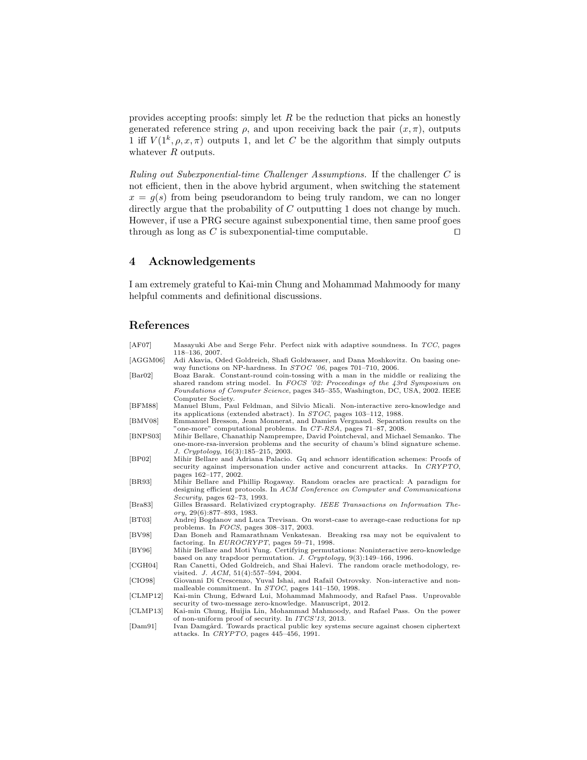provides accepting proofs: simply let $R$ be the reduction that picks an honestly generated reference string $\rho$, and upon receiving back the pair $(x, \pi)$, outputs 1 iff $V(1^k, \rho, x, \pi)$ outputs 1, and let $C$ be the algorithm that simply outputs whatever $R$ outputs.

*Ruling out Subexponential-time Challenger Assumptions.* If the challenger $C$ is not efficient, then in the above hybrid argument, when switching the statement $x = g(s)$ from being pseudorandom to being truly random, we can no longer directly argue that the probability of $C$ outputting 1 does not change by much. However, if use a PRG secure against subexponential time, then same proof goes through as long as $C$ is subexponential-time computable. □

## 4 Acknowledgements

I am extremely grateful to Kai-min Chung and Mohammad Mahmoody for many helpful comments and definitional discussions.

## References

[AF07] Masayuki Abe and Serge Fehr. Perfect nizk with adaptive soundness. In *TCC*, pages 118–136, 2007.

[AGGM06] Adi Akavia, Oded Goldreich, Shafi Goldwasser, and Dana Moshkovitz. On basing one-way functions on NP-hardness. In *STOC '06*, pages 701–710, 2006.

[Bar02] Boaz Barak. Constant-round coin-tossing with a man in the middle or realizing the shared random string model. In *FOCS '02: Proceedings of the 43rd Symposium on Foundations of Computer Science*, pages 345–355, Washington, DC, USA, 2002. IEEE Computer Society.

[BFM88] Manuel Blum, Paul Feldman, and Silvio Micali. Non-interactive zero-knowledge and its applications (extended abstract). In *STOC*, pages 103–112, 1988.

[BMV08] Emmanuel Bresson, Jean Monnerat, and Damien Vergnaud. Separation results on the "one-more" computational problems. In *CT-RSA*, pages 71–87, 2008.

[BNPS03] Mihir Bellare, Chanathip Namprempre, David Pointcheval, and Michael Semanko. The one-more-rsa-inversion problems and the security of chaum's blind signature scheme. *J. Cryptology*, 16(3):185–215, 2003.

[BP02] Mihir Bellare and Adriana Palacio. Gq and schnorr identification schemes: Proofs of security against impersonation under active and concurrent attacks. In *CRYPTO*, pages 162–177, 2002.

[BR93] Mihir Bellare and Phillip Rogaway. Random oracles are practical: A paradigm for designing efficient protocols. In *ACM Conference on Computer and Communications Security*, pages 62–73, 1993.

[Bra83] Gilles Brassard. Relativized cryptography. *IEEE Transactions on Information Theory*, 29(6):877–893, 1983.

[BT03] Andrej Bogdanov and Luca Trevisan. On worst-case to average-case reductions for np problems. In *FOCS*, pages 308–317, 2003.

[BV98] Dan Boneh and Ramarathnam Venkatesan. Breaking rsa may not be equivalent to factoring. In *EUROCRYPT*, pages 59–71, 1998.

[BY96] Mihir Bellare and Moti Yung. Certifying permutations: Noninteractive zero-knowledge based on any trapdoor permutation. *J. Cryptology*, 9(3):149–166, 1996.

[CGH04] Ran Canetti, Oded Goldreich, and Shai Halevi. The random oracle methodology, revisited. *J. ACM*, 51(4):557–594, 2004.

[CIO98] Giovanni Di Crescenzo, Yuval Ishai, and Rafail Ostrovsky. Non-interactive and non-malleable commitment. In *STOC*, pages 141–150, 1998.

[CLMP12] Kai-min Chung, Edward Lui, Mohammad Mahmoody, and Rafael Pass. Unprovable security of two-message zero-knowledge. Manuscript, 2012.

[CLMP13] Kai-min Chung, Huijia Lin, Mohammad Mahmoody, and Rafael Pass. On the power of non-uniform proof of security. In *ITCS'13*, 2013.

[Dam91] Ivan Damgård. Towards practical public key systems secure against chosen ciphertext attacks. In *CRYPTO*, pages 445–456, 1991.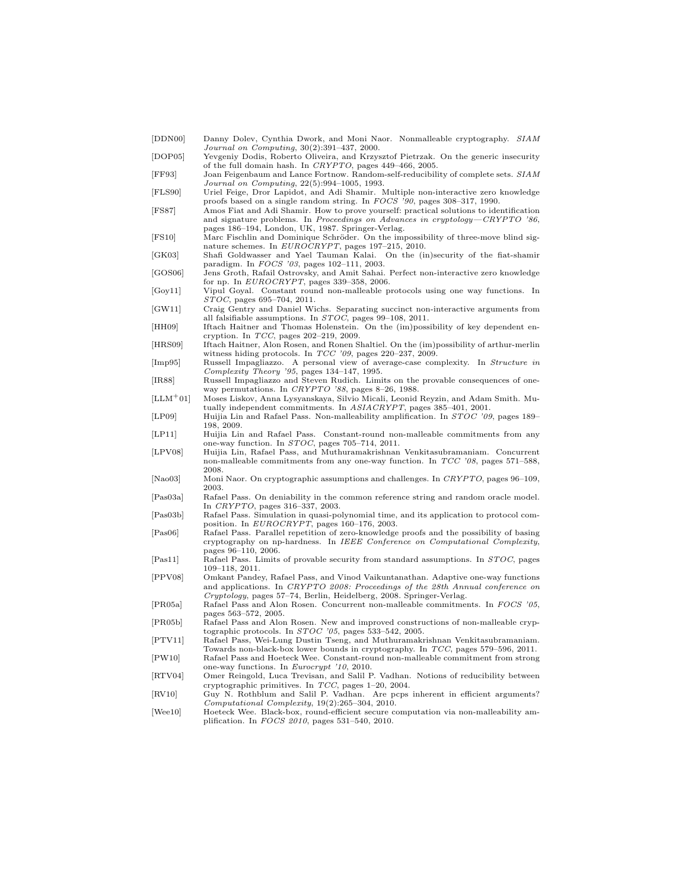[DDN00] Danny Dolev, Cynthia Dwork, and Moni Naor. Nonmalleable cryptography. *SIAM Journal on Computing*, 30(2):391–437, 2000.

[DOP05] Yevgeniy Dodis, Roberto Oliveira, and Krzysztof Pietrzak. On the generic insecurity of the full domain hash. In *CRYPTO*, pages 449–466, 2005.

[FF93] Joan Feigenbaum and Lance Fortnow. Random-self-reducibility of complete sets. *SIAM Journal on Computing*, 22(5):994–1005, 1993.

[FLS90] Uriel Feige, Dror Lapidot, and Adi Shamir. Multiple non-interactive zero knowledge proofs based on a single random string. In *FOCS '90*, pages 308–317, 1990.

[FS87] Amos Fiat and Adi Shamir. How to prove yourself: practical solutions to identification and signature problems. In *Proceedings on Advances in cryptology—CRYPTO '86*, pages 186–194, London, UK, 1987. Springer-Verlag.

[FS10] Marc Fischlin and Dominique Schröder. On the impossibility of three-move blind signature schemes. In *EUROCRYPT*, pages 197–215, 2010.

[GK03] Shafi Goldwasser and Yael Tauman Kalai. On the (in)security of the fiat-shamir paradigm. In *FOCS '03*, pages 102–111, 2003.

[GOS06] Jens Groth, Rafail Ostrovsky, and Amit Sahai. Perfect non-interactive zero knowledge for np. In *EUROCRYPT*, pages 339–358, 2006.

[Goy11] Vipul Goyal. Constant round non-malleable protocols using one way functions. In *STOC*, pages 695–704, 2011.

[GW11] Craig Gentry and Daniel Wichs. Separating succinct non-interactive arguments from all falsifiable assumptions. In *STOC*, pages 99–108, 2011.

[HH09] Iftach Haitner and Thomas Holenstein. On the (im)possibility of key dependent encryption. In *TCC*, pages 202–219, 2009.

[HRS09] Iftach Haitner, Alon Rosen, and Ronen Shaltiel. On the (im)possibility of arthur-merlin witness hiding protocols. In *TCC '09*, pages 220–237, 2009.

[Imp95] Russell Impagliazzo. A personal view of average-case complexity. In *Structure in Complexity Theory '95*, pages 134–147, 1995.

[IR88] Russell Impagliazzo and Steven Rudich. Limits on the provable consequences of one-way permutations. In *CRYPTO '88*, pages 8–26, 1988.

[LLM+01] Moses Liskov, Anna Lysyanskaya, Silvio Micali, Leonid Reyzin, and Adam Smith. Mutually independent commitments. In *ASIACRYPT*, pages 385–401, 2001.

[LP09] Huijia Lin and Rafael Pass. Non-malleability amplification. In *STOC '09*, pages 189–198, 2009.

[LP11] Huijia Lin and Rafael Pass. Constant-round non-malleable commitments from any one-way function. In *STOC*, pages 705–714, 2011.

[LPV08] Huijia Lin, Rafael Pass, and Muthuramakrishnan Venkitasubramaniam. Concurrent non-malleable commitments from any one-way function. In *TCC '08*, pages 571–588, 2008.

[Nao03] Moni Naor. On cryptographic assumptions and challenges. In *CRYPTO*, pages 96–109, 2003.

[Pas03a] Rafael Pass. On deniability in the common reference string and random oracle model. In *CRYPTO*, pages 316–337, 2003.

[Pas03b] Rafael Pass. Simulation in quasi-polynomial time, and its application to protocol composition. In *EUROCRYPT*, pages 160–176, 2003.

[Pas06] Rafael Pass. Parallel repetition of zero-knowledge proofs and the possibility of basing cryptography on np-hardness. In *IEEE Conference on Computational Complexity*, pages 96–110, 2006.

[Pas11] Rafael Pass. Limits of provable security from standard assumptions. In *STOC*, pages 109–118, 2011.

[PPV08] Omkant Pandey, Rafael Pass, and Vinod Vaikuntanathan. Adaptive one-way functions and applications. In *CRYPTO 2008: Proceedings of the 28th Annual conference on Cryptology*, pages 57–74, Berlin, Heidelberg, 2008. Springer-Verlag.

[PR05a] Rafael Pass and Alon Rosen. Concurrent non-malleable commitments. In *FOCS '05*, pages 563–572, 2005.

[PR05b] Rafael Pass and Alon Rosen. New and improved constructions of non-malleable cryptographic protocols. In *STOC '05*, pages 533–542, 2005.

[PTV11] Rafael Pass, Wei-Lung Dustin Tseng, and Muthuramakrishnan Venkitasubramaniam. Towards non-black-box lower bounds in cryptography. In *TCC*, pages 579–596, 2011.

[PW10] Rafael Pass and Hoeteck Wee. Constant-round non-malleable commitment from strong one-way functions. In *Eurocrypt '10*, 2010.

[RTV04] Omer Reingold, Luca Trevisan, and Salil P. Vadhan. Notions of reducibility between cryptographic primitives. In *TCC*, pages 1–20, 2004.

[RV10] Guy N. Rothblum and Salil P. Vadhan. Are pcps inherent in efficient arguments? *Computational Complexity*, 19(2):265–304, 2010.

[Wee10] Hoeteck Wee. Black-box, round-efficient secure computation via non-malleability amplification. In *FOCS 2010*, pages 531–540, 2010.